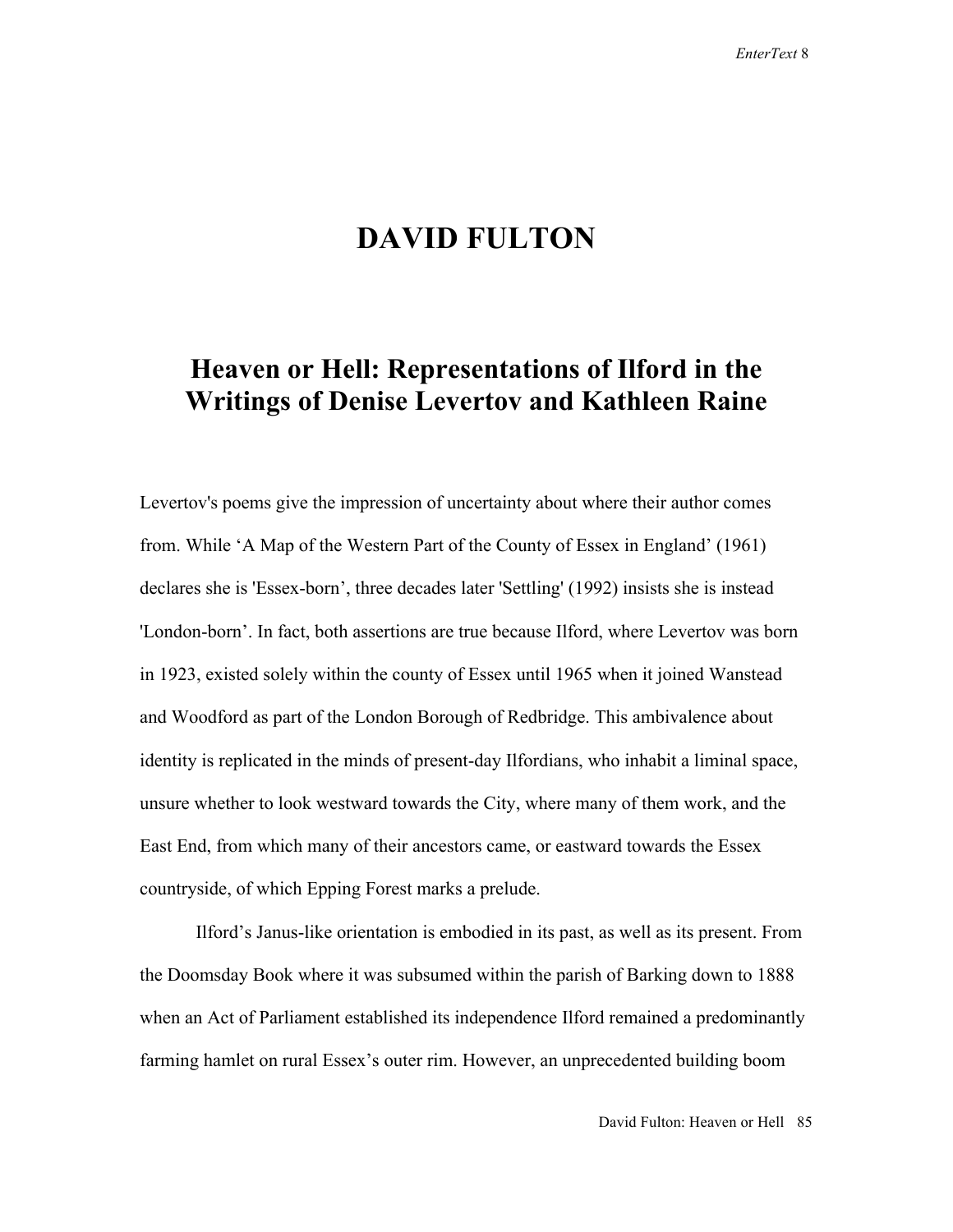# DAVID FULTON

## Heaven or Hell: Representations of Ilford in the Writings of Denise Levertov and Kathleen Raine

Levertov's poems give the impression of uncertainty about where their author comes from. While 'A Map of the Western Part of the County of Essex in England' (1961) declares she is 'Essex-born', three decades later 'Settling' (1992) insists she is instead 'London-born'. In fact, both assertions are true because Ilford, where Levertov was born in 1923, existed solely within the county of Essex until 1965 when it joined Wanstead and Woodford as part of the London Borough of Redbridge. This ambivalence about identity is replicated in the minds of present-day Ilfordians, who inhabit a liminal space, unsure whether to look westward towards the City, where many of them work, and the East End, from which many of their ancestors came, or eastward towards the Essex countryside, of which Epping Forest marks a prelude.

Ilford's Janus-like orientation is embodied in its past, as well as its present. From the Doomsday Book where it was subsumed within the parish of Barking down to 1888 when an Act of Parliament established its independence Ilford remained a predominantly farming hamlet on rural Essex's outer rim. However, an unprecedented building boom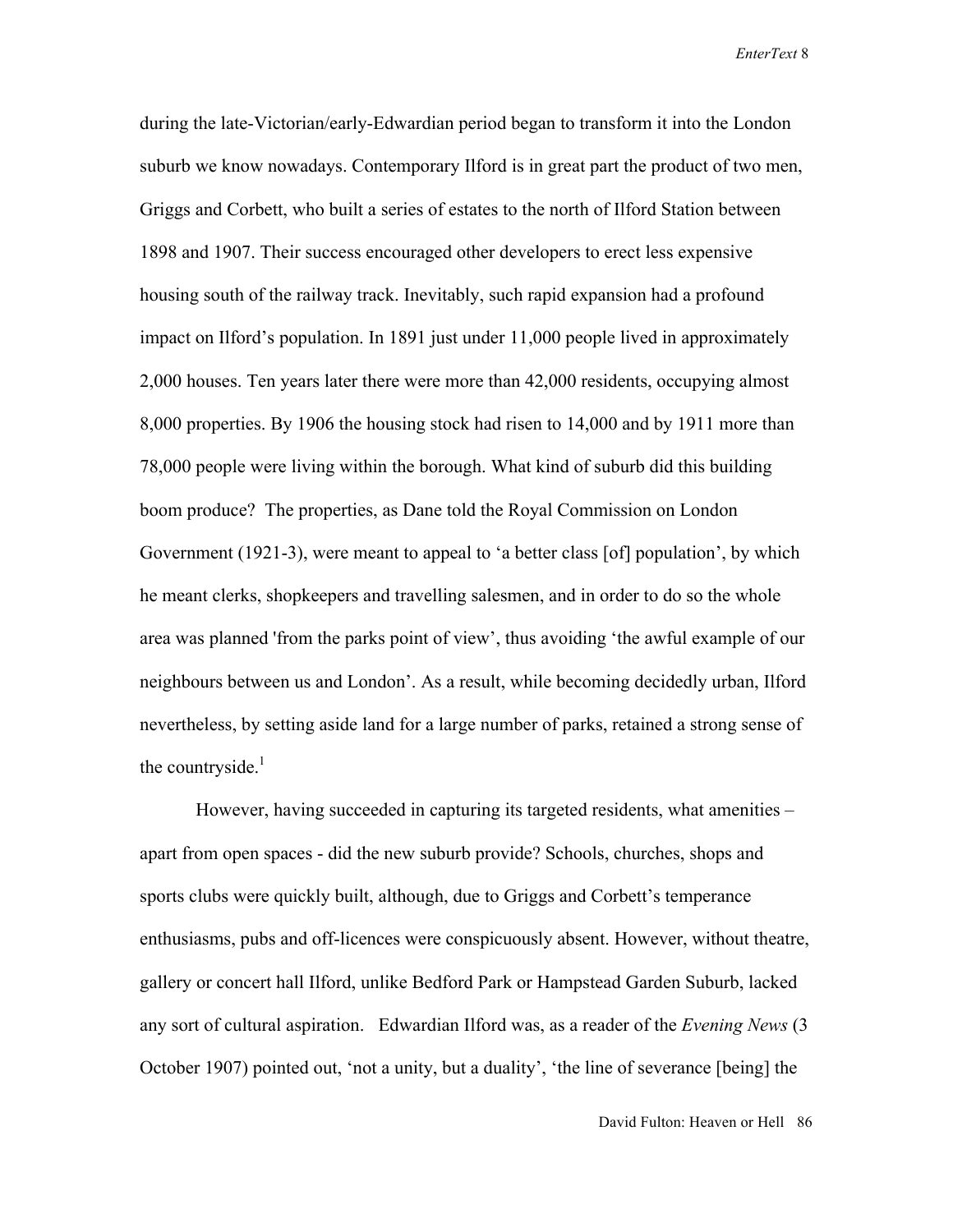during the late-Victorian/early-Edwardian period began to transform it into the London suburb we know nowadays. Contemporary Ilford is in great part the product of two men, Griggs and Corbett, who built a series of estates to the north of Ilford Station between 1898 and 1907. Their success encouraged other developers to erect less expensive housing south of the railway track. Inevitably, such rapid expansion had a profound impact on Ilford's population. In 1891 just under 11,000 people lived in approximately 2,000 houses. Ten years later there were more than 42,000 residents, occupying almost 8,000 properties. By 1906 the housing stock had risen to 14,000 and by 1911 more than 78,000 people were living within the borough. What kind of suburb did this building boom produce? The properties, as Dane told the Royal Commission on London Government (1921-3), were meant to appeal to 'a better class [of] population', by which he meant clerks, shopkeepers and travelling salesmen, and in order to do so the whole area was planned 'from the parks point of view', thus avoiding 'the awful example of our neighbours between us and London'. As a result, while becoming decidedly urban, Ilford nevertheless, by setting aside land for a large number of parks, retained a strong sense of the countryside.[1]

However, having succeeded in capturing its targeted residents, what amenities – apart from open spaces - did the new suburb provide? Schools, churches, shops and sports clubs were quickly built, although, due to Griggs and Corbett's temperance enthusiasms, pubs and off-licences were conspicuously absent. However, without theatre, gallery or concert hall Ilford, unlike Bedford Park or Hampstead Garden Suburb, lacked any sort of cultural aspiration. Edwardian Ilford was, as a reader of the *Evening News* (3 October 1907) pointed out, 'not a unity, but a duality', 'the line of severance [being] the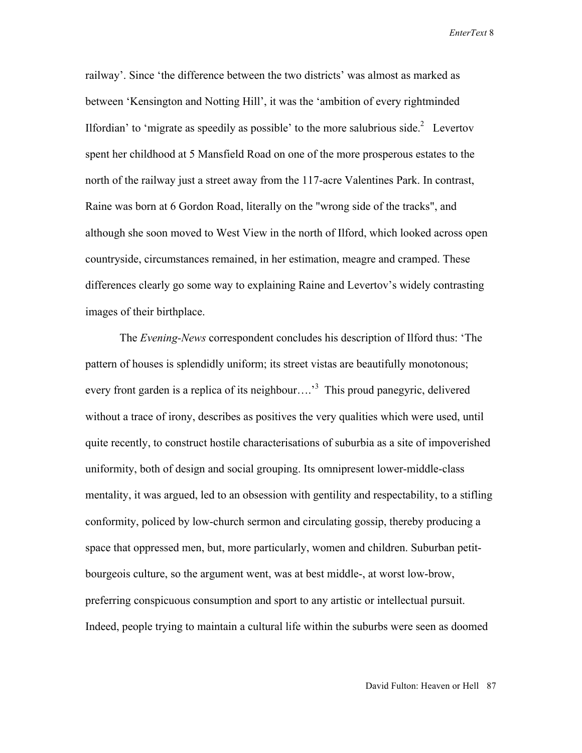railway'. Since 'the difference between the two districts' was almost as marked as between 'Kensington and Notting Hill', it was the 'ambition of every rightminded Ilfordian' to 'migrate as speedily as possible' to the more salubrious side.[2] Levertov spent her childhood at 5 Mansfield Road on one of the more prosperous estates to the north of the railway just a street away from the 117-acre Valentines Park. In contrast, Raine was born at 6 Gordon Road, literally on the "wrong side of the tracks", and although she soon moved to West View in the north of Ilford, which looked across open countryside, circumstances remained, in her estimation, meagre and cramped. These differences clearly go some way to explaining Raine and Levertov's widely contrasting images of their birthplace.

The *Evening-News* correspondent concludes his description of Ilford thus: 'The pattern of houses is splendidly uniform; its street vistas are beautifully monotonous; every front garden is a replica of its neighbour….'[3] This proud panegyric, delivered without a trace of irony, describes as positives the very qualities which were used, until quite recently, to construct hostile characterisations of suburbia as a site of impoverished uniformity, both of design and social grouping. Its omnipresent lower-middle-class mentality, it was argued, led to an obsession with gentility and respectability, to a stifling conformity, policed by low-church sermon and circulating gossip, thereby producing a space that oppressed men, but, more particularly, women and children. Suburban petit-bourgeois culture, so the argument went, was at best middle-, at worst low-brow, preferring conspicuous consumption and sport to any artistic or intellectual pursuit. Indeed, people trying to maintain a cultural life within the suburbs were seen as doomed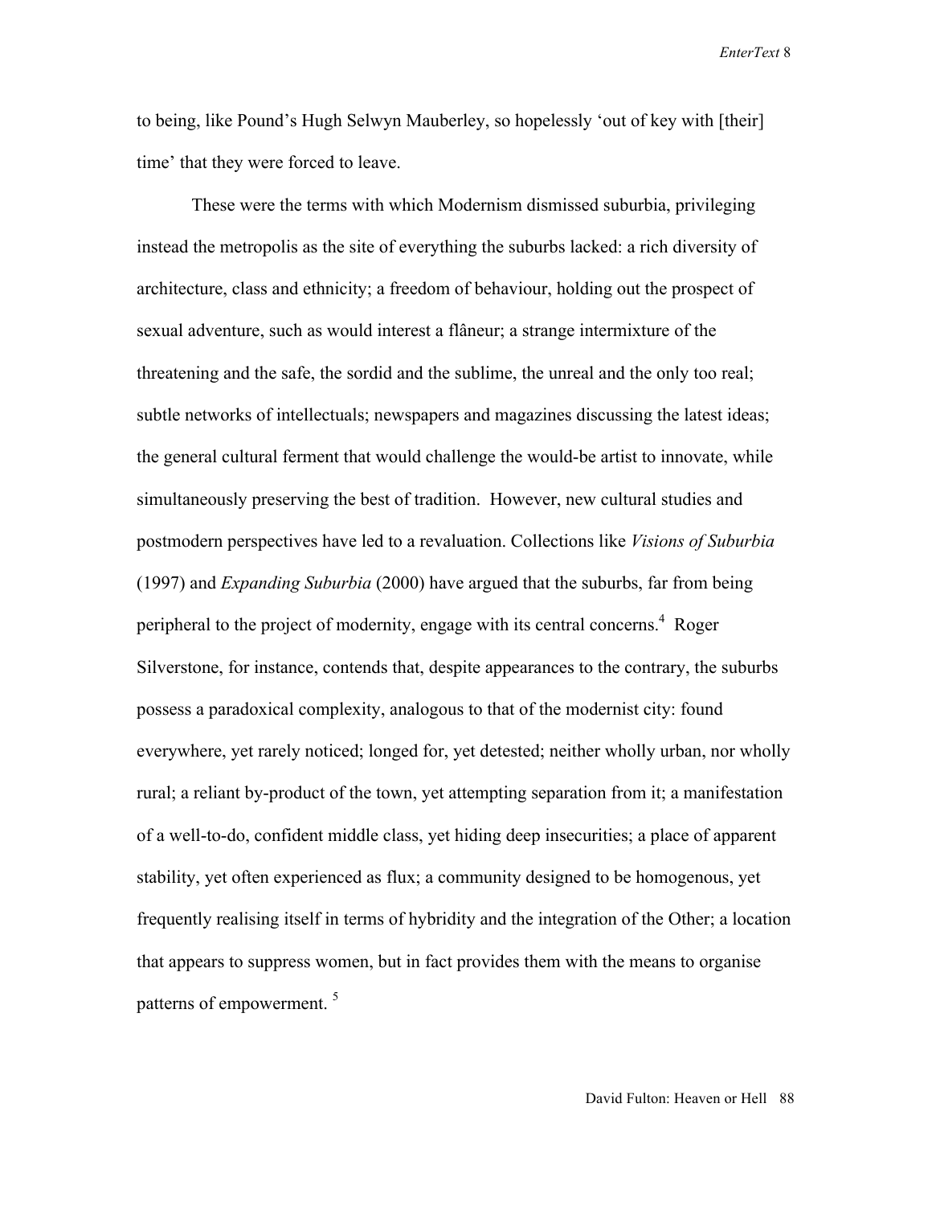to being, like Pound's Hugh Selwyn Mauberley, so hopelessly 'out of key with [their] time' that they were forced to leave.

These were the terms with which Modernism dismissed suburbia, privileging instead the metropolis as the site of everything the suburbs lacked: a rich diversity of architecture, class and ethnicity; a freedom of behaviour, holding out the prospect of sexual adventure, such as would interest a flâneur; a strange intermixture of the threatening and the safe, the sordid and the sublime, the unreal and the only too real; subtle networks of intellectuals; newspapers and magazines discussing the latest ideas; the general cultural ferment that would challenge the would-be artist to innovate, while simultaneously preserving the best of tradition. However, new cultural studies and postmodern perspectives have led to a revaluation. Collections like *Visions of Suburbia* (1997) and *Expanding Suburbia* (2000) have argued that the suburbs, far from being peripheral to the project of modernity, engage with its central concerns.[4] Roger Silverstone, for instance, contends that, despite appearances to the contrary, the suburbs possess a paradoxical complexity, analogous to that of the modernist city: found everywhere, yet rarely noticed; longed for, yet detested; neither wholly urban, nor wholly rural; a reliant by-product of the town, yet attempting separation from it; a manifestation of a well-to-do, confident middle class, yet hiding deep insecurities; a place of apparent stability, yet often experienced as flux; a community designed to be homogenous, yet frequently realising itself in terms of hybridity and the integration of the Other; a location that appears to suppress women, but in fact provides them with the means to organise patterns of empowerment.[5]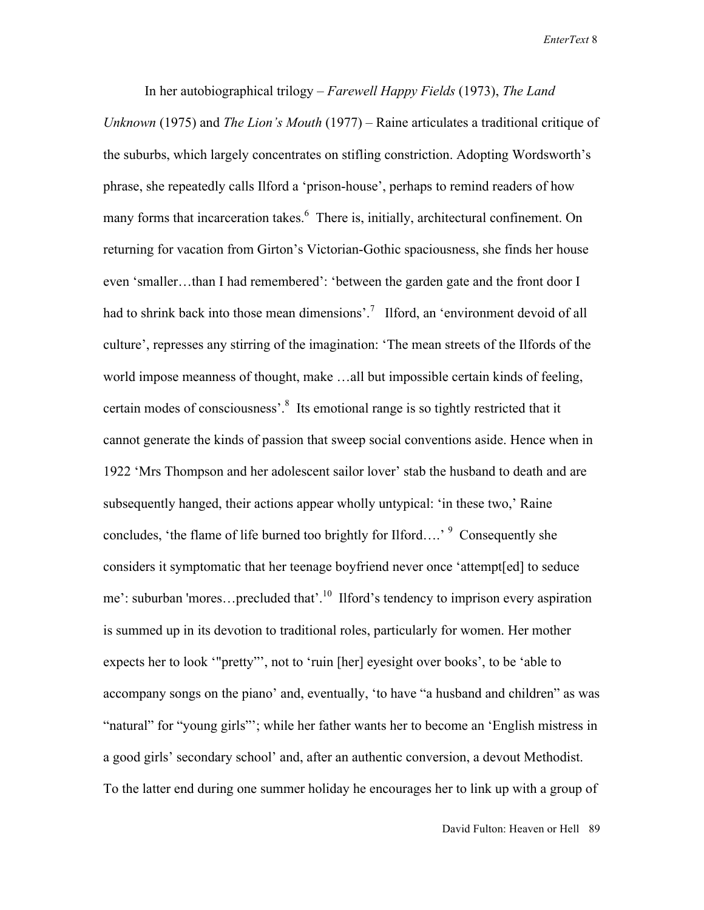In her autobiographical trilogy – *Farewell Happy Fields* (1973), *The Land Unknown* (1975) and *The Lion's Mouth* (1977) – Raine articulates a traditional critique of the suburbs, which largely concentrates on stifling constriction. Adopting Wordsworth's phrase, she repeatedly calls Ilford a 'prison-house', perhaps to remind readers of how many forms that incarceration takes.[6] There is, initially, architectural confinement. On returning for vacation from Girton's Victorian-Gothic spaciousness, she finds her house even 'smaller…than I had remembered': 'between the garden gate and the front door I had to shrink back into those mean dimensions'.[7] Ilford, an 'environment devoid of all culture', represses any stirring of the imagination: 'The mean streets of the Ilfords of the world impose meanness of thought, make …all but impossible certain kinds of feeling, certain modes of consciousness'.[8] Its emotional range is so tightly restricted that it cannot generate the kinds of passion that sweep social conventions aside. Hence when in 1922 'Mrs Thompson and her adolescent sailor lover' stab the husband to death and are subsequently hanged, their actions appear wholly untypical: 'in these two,' Raine concludes, 'the flame of life burned too brightly for Ilford….'[9] Consequently she considers it symptomatic that her teenage boyfriend never once 'attempt[ed] to seduce me': suburban 'mores…precluded that'.[10] Ilford's tendency to imprison every aspiration is summed up in its devotion to traditional roles, particularly for women. Her mother expects her to look '"pretty"', not to 'ruin [her] eyesight over books', to be 'able to accompany songs on the piano' and, eventually, 'to have "a husband and children" as was "natural" for "young girls"'; while her father wants her to become an 'English mistress in a good girls' secondary school' and, after an authentic conversion, a devout Methodist. To the latter end during one summer holiday he encourages her to link up with a group of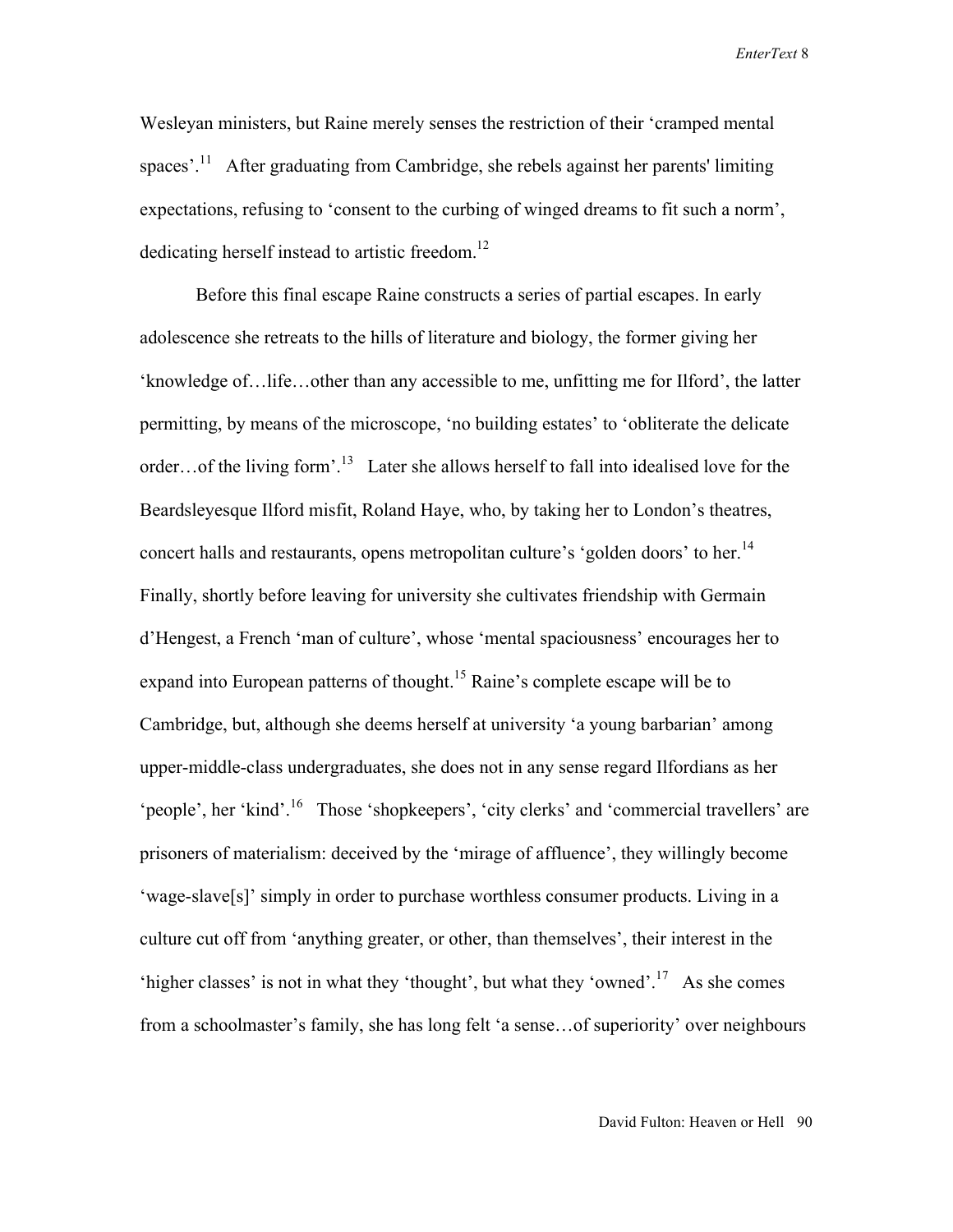Wesleyan ministers, but Raine merely senses the restriction of their 'cramped mental spaces'.[11] After graduating from Cambridge, she rebels against her parents' limiting expectations, refusing to 'consent to the curbing of winged dreams to fit such a norm', dedicating herself instead to artistic freedom.[12]

Before this final escape Raine constructs a series of partial escapes. In early adolescence she retreats to the hills of literature and biology, the former giving her 'knowledge of…life…other than any accessible to me, unfitting me for Ilford', the latter permitting, by means of the microscope, 'no building estates' to 'obliterate the delicate order…of the living form'.[13] Later she allows herself to fall into idealised love for the Beardsleyesque Ilford misfit, Roland Haye, who, by taking her to London's theatres, concert halls and restaurants, opens metropolitan culture's 'golden doors' to her.[14] Finally, shortly before leaving for university she cultivates friendship with Germain d'Hengest, a French 'man of culture', whose 'mental spaciousness' encourages her to expand into European patterns of thought.[15] Raine's complete escape will be to Cambridge, but, although she deems herself at university 'a young barbarian' among upper-middle-class undergraduates, she does not in any sense regard Ilfordians as her 'people', her 'kind'.[16] Those 'shopkeepers', 'city clerks' and 'commercial travellers' are prisoners of materialism: deceived by the 'mirage of affluence', they willingly become 'wage-slave[s]' simply in order to purchase worthless consumer products. Living in a culture cut off from 'anything greater, or other, than themselves', their interest in the 'higher classes' is not in what they 'thought', but what they 'owned'.[17] As she comes from a schoolmaster's family, she has long felt 'a sense…of superiority' over neighbours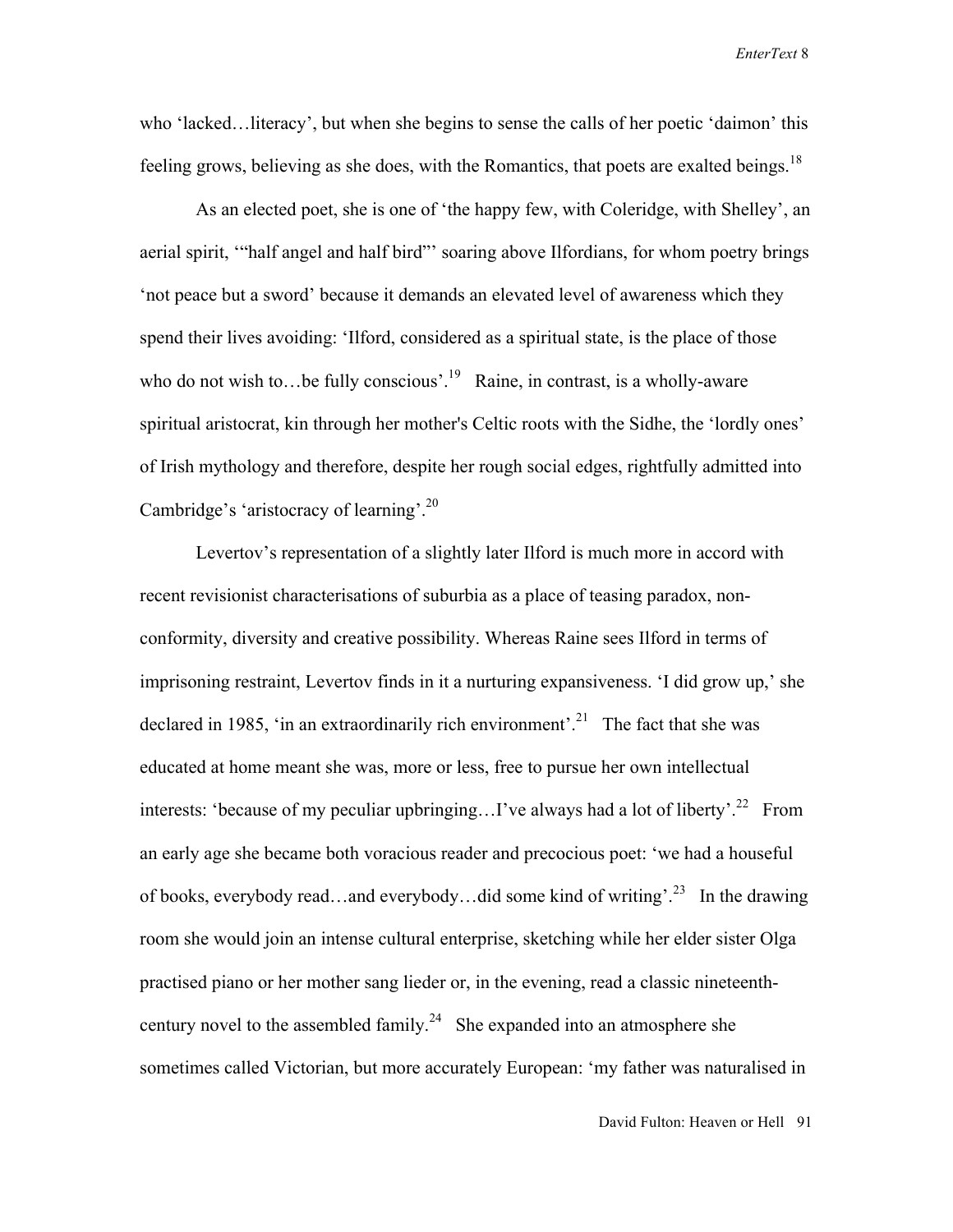who 'lacked…literacy', but when she begins to sense the calls of her poetic 'daimon' this feeling grows, believing as she does, with the Romantics, that poets are exalted beings.[18]

As an elected poet, she is one of 'the happy few, with Coleridge, with Shelley', an aerial spirit, '"half angel and half bird"' soaring above Ilfordians, for whom poetry brings 'not peace but a sword' because it demands an elevated level of awareness which they spend their lives avoiding: 'Ilford, considered as a spiritual state, is the place of those who do not wish to…be fully conscious'.[19] Raine, in contrast, is a wholly-aware spiritual aristocrat, kin through her mother's Celtic roots with the Sidhe, the 'lordly ones' of Irish mythology and therefore, despite her rough social edges, rightfully admitted into Cambridge's 'aristocracy of learning'.[20]

Levertov's representation of a slightly later Ilford is much more in accord with recent revisionist characterisations of suburbia as a place of teasing paradox, non-conformity, diversity and creative possibility. Whereas Raine sees Ilford in terms of imprisoning restraint, Levertov finds in it a nurturing expansiveness. 'I did grow up,' she declared in 1985, 'in an extraordinarily rich environment'.[21] The fact that she was educated at home meant she was, more or less, free to pursue her own intellectual interests: 'because of my peculiar upbringing…I've always had a lot of liberty'.[22] From an early age she became both voracious reader and precocious poet: 'we had a houseful of books, everybody read…and everybody…did some kind of writing'.[23] In the drawing room she would join an intense cultural enterprise, sketching while her elder sister Olga practised piano or her mother sang lieder or, in the evening, read a classic nineteenth-century novel to the assembled family.[24] She expanded into an atmosphere she sometimes called Victorian, but more accurately European: 'my father was naturalised in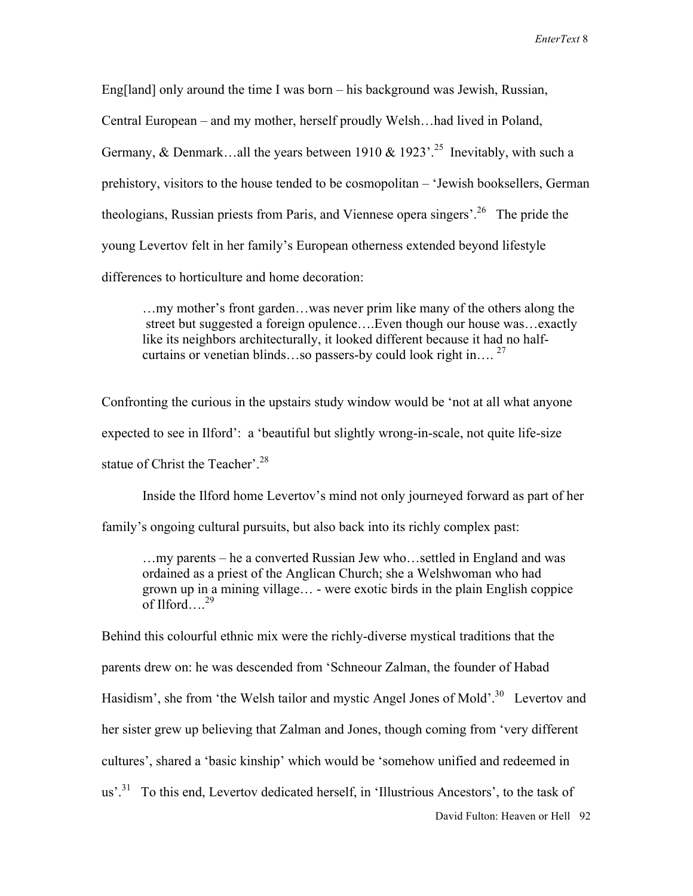Eng[land] only around the time I was born – his background was Jewish, Russian, Central European – and my mother, herself proudly Welsh…had lived in Poland, Germany, & Denmark…all the years between 1910 & 1923'.[25] Inevitably, with such a prehistory, visitors to the house tended to be cosmopolitan – 'Jewish booksellers, German theologians, Russian priests from Paris, and Viennese opera singers'.[26] The pride the young Levertov felt in her family's European otherness extended beyond lifestyle differences to horticulture and home decoration:

> …my mother's front garden…was never prim like many of the others along the street but suggested a foreign opulence….Even though our house was…exactly like its neighbors architecturally, it looked different because it had no half-curtains or venetian blinds…so passers-by could look right in…. [27]

Confronting the curious in the upstairs study window would be 'not at all what anyone expected to see in Ilford': a 'beautiful but slightly wrong-in-scale, not quite life-size statue of Christ the Teacher'.[28]

Inside the Ilford home Levertov's mind not only journeyed forward as part of her family's ongoing cultural pursuits, but also back into its richly complex past:

> …my parents – he a converted Russian Jew who…settled in England and was ordained as a priest of the Anglican Church; she a Welshwoman who had grown up in a mining village… - were exotic birds in the plain English coppice of Ilford….[29]

Behind this colourful ethnic mix were the richly-diverse mystical traditions that the parents drew on: he was descended from 'Schneour Zalman, the founder of Habad Hasidism', she from 'the Welsh tailor and mystic Angel Jones of Mold'.[30] Levertov and her sister grew up believing that Zalman and Jones, though coming from 'very different cultures', shared a 'basic kinship' which would be 'somehow unified and redeemed in us'.[31] To this end, Levertov dedicated herself, in 'Illustrious Ancestors', to the task of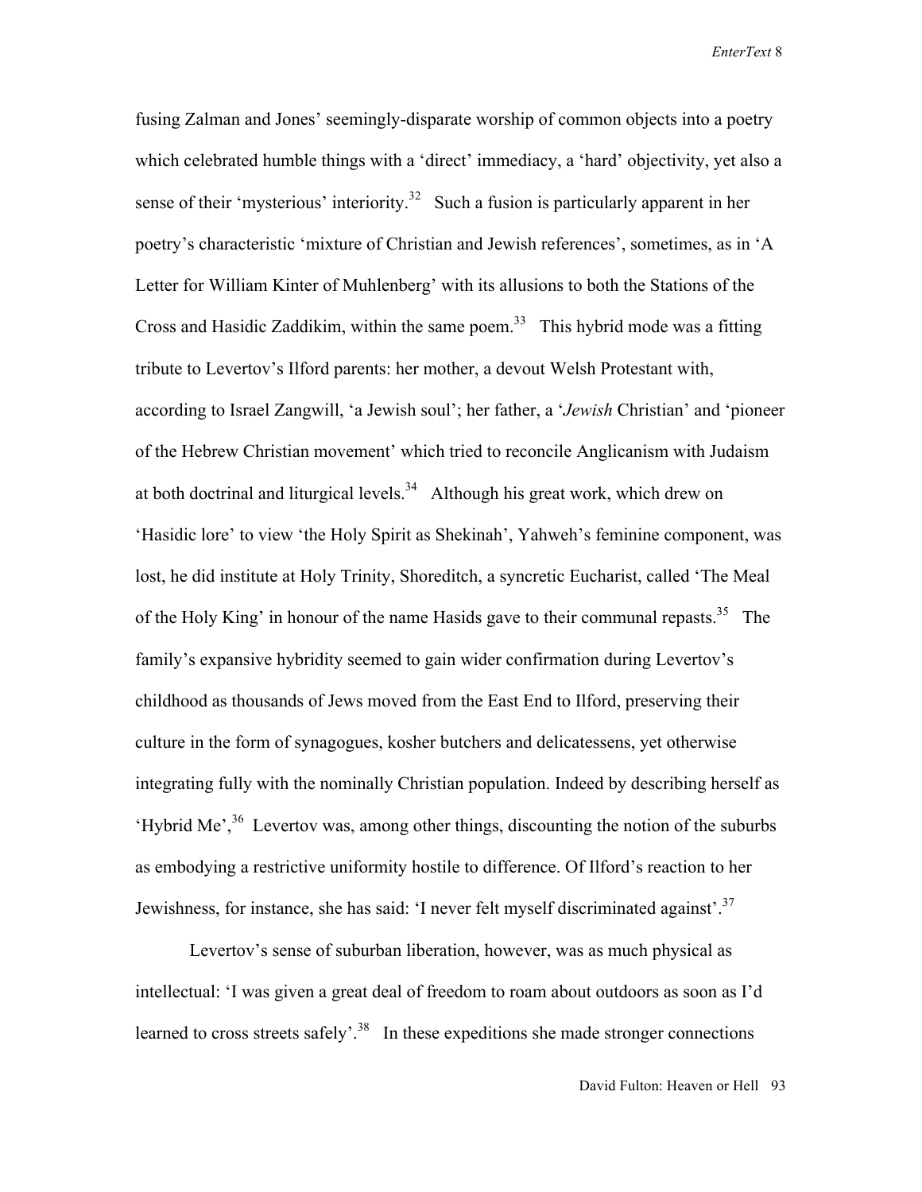fusing Zalman and Jones' seemingly-disparate worship of common objects into a poetry which celebrated humble things with a 'direct' immediacy, a 'hard' objectivity, yet also a sense of their 'mysterious' interiority.[32] Such a fusion is particularly apparent in her poetry's characteristic 'mixture of Christian and Jewish references', sometimes, as in 'A Letter for William Kinter of Muhlenberg' with its allusions to both the Stations of the Cross and Hasidic Zaddikim, within the same poem.[33] This hybrid mode was a fitting tribute to Levertov's Ilford parents: her mother, a devout Welsh Protestant with, according to Israel Zangwill, 'a Jewish soul'; her father, a '*Jewish* Christian' and 'pioneer of the Hebrew Christian movement' which tried to reconcile Anglicanism with Judaism at both doctrinal and liturgical levels.[34] Although his great work, which drew on 'Hasidic lore' to view 'the Holy Spirit as Shekinah', Yahweh's feminine component, was lost, he did institute at Holy Trinity, Shoreditch, a syncretic Eucharist, called 'The Meal of the Holy King' in honour of the name Hasids gave to their communal repasts.[35] The family's expansive hybridity seemed to gain wider confirmation during Levertov's childhood as thousands of Jews moved from the East End to Ilford, preserving their culture in the form of synagogues, kosher butchers and delicatessens, yet otherwise integrating fully with the nominally Christian population. Indeed by describing herself as 'Hybrid Me',[36] Levertov was, among other things, discounting the notion of the suburbs as embodying a restrictive uniformity hostile to difference. Of Ilford's reaction to her Jewishness, for instance, she has said: 'I never felt myself discriminated against'.[37]

Levertov's sense of suburban liberation, however, was as much physical as intellectual: 'I was given a great deal of freedom to roam about outdoors as soon as I'd learned to cross streets safely'.[38] In these expeditions she made stronger connections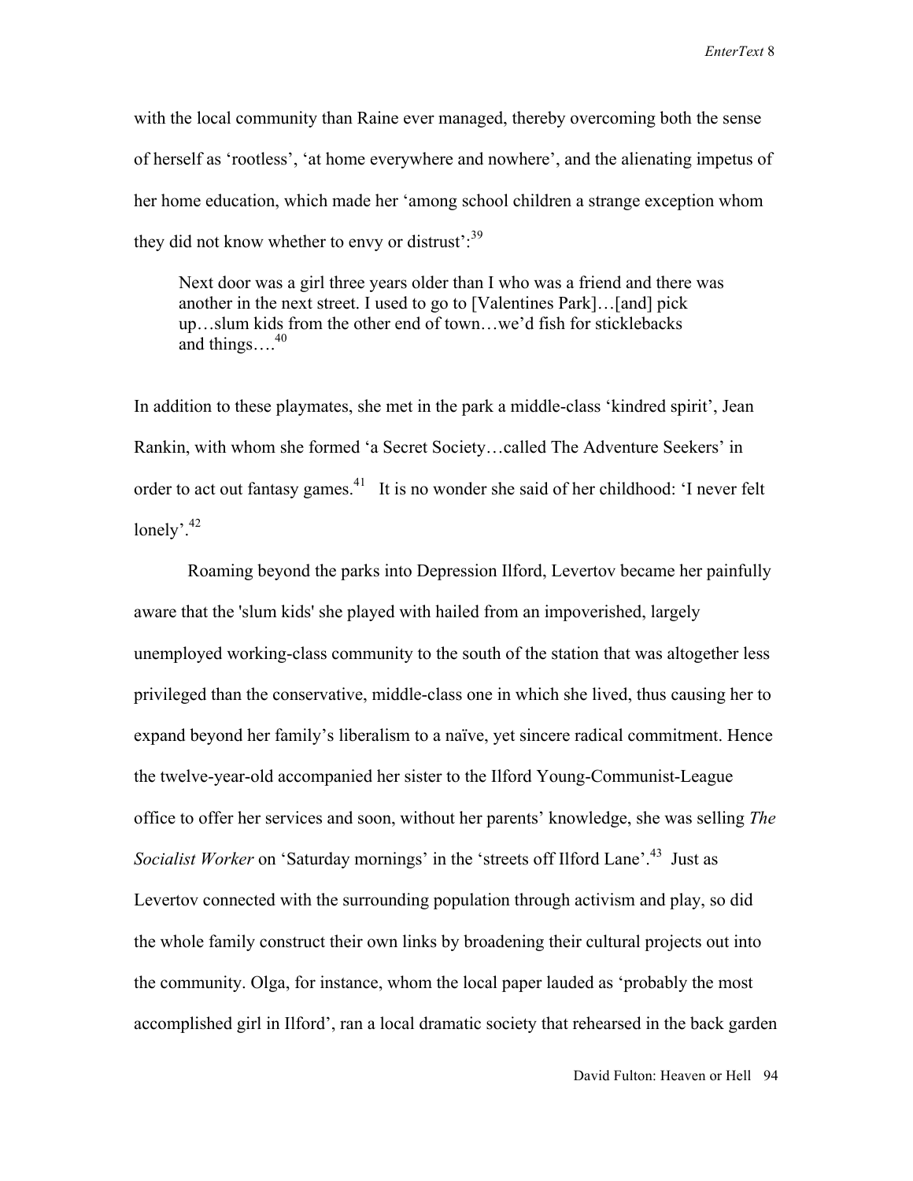with the local community than Raine ever managed, thereby overcoming both the sense of herself as 'rootless', 'at home everywhere and nowhere', and the alienating impetus of her home education, which made her 'among school children a strange exception whom they did not know whether to envy or distrust':[39]

> Next door was a girl three years older than I who was a friend and there was another in the next street. I used to go to [Valentines Park]…[and] pick up…slum kids from the other end of town…we'd fish for sticklebacks and things….[40]

In addition to these playmates, she met in the park a middle-class 'kindred spirit', Jean Rankin, with whom she formed 'a Secret Society…called The Adventure Seekers' in order to act out fantasy games.[41] It is no wonder she said of her childhood: 'I never felt lonely'.[42]

Roaming beyond the parks into Depression Ilford, Levertov became her painfully aware that the 'slum kids' she played with hailed from an impoverished, largely unemployed working-class community to the south of the station that was altogether less privileged than the conservative, middle-class one in which she lived, thus causing her to expand beyond her family's liberalism to a naïve, yet sincere radical commitment. Hence the twelve-year-old accompanied her sister to the Ilford Young-Communist-League office to offer her services and soon, without her parents' knowledge, she was selling *The Socialist Worker* on 'Saturday mornings' in the 'streets off Ilford Lane'.[43] Just as Levertov connected with the surrounding population through activism and play, so did the whole family construct their own links by broadening their cultural projects out into the community. Olga, for instance, whom the local paper lauded as 'probably the most accomplished girl in Ilford', ran a local dramatic society that rehearsed in the back garden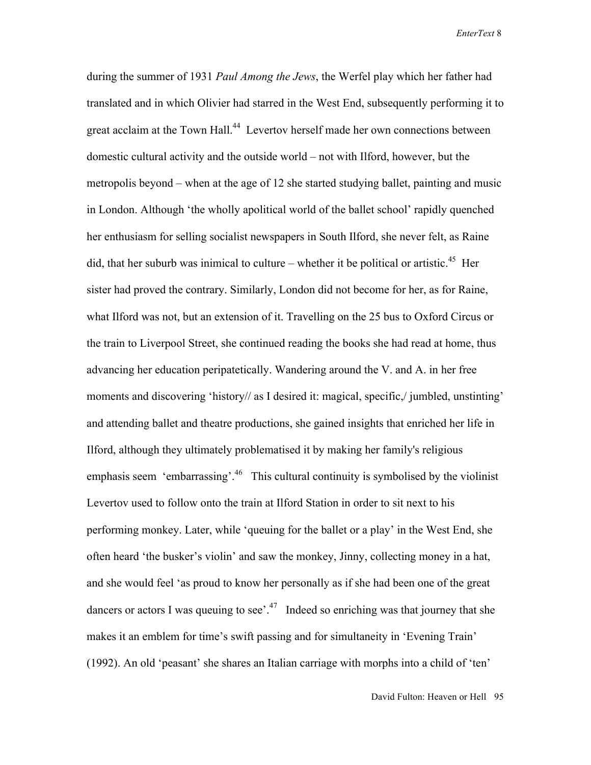during the summer of 1931 *Paul Among the Jews*, the Werfel play which her father had translated and in which Olivier had starred in the West End, subsequently performing it to great acclaim at the Town Hall.[44] Levertov herself made her own connections between domestic cultural activity and the outside world – not with Ilford, however, but the metropolis beyond – when at the age of 12 she started studying ballet, painting and music in London. Although 'the wholly apolitical world of the ballet school' rapidly quenched her enthusiasm for selling socialist newspapers in South Ilford, she never felt, as Raine did, that her suburb was inimical to culture – whether it be political or artistic.[45] Her sister had proved the contrary. Similarly, London did not become for her, as for Raine, what Ilford was not, but an extension of it. Travelling on the 25 bus to Oxford Circus or the train to Liverpool Street, she continued reading the books she had read at home, thus advancing her education peripatetically. Wandering around the V. and A. in her free moments and discovering 'history// as I desired it: magical, specific,/ jumbled, unstinting' and attending ballet and theatre productions, she gained insights that enriched her life in Ilford, although they ultimately problematised it by making her family's religious emphasis seem 'embarrassing'.[46] This cultural continuity is symbolised by the violinist Levertov used to follow onto the train at Ilford Station in order to sit next to his performing monkey. Later, while 'queuing for the ballet or a play' in the West End, she often heard 'the busker's violin' and saw the monkey, Jinny, collecting money in a hat, and she would feel 'as proud to know her personally as if she had been one of the great dancers or actors I was queuing to see'.[47] Indeed so enriching was that journey that she makes it an emblem for time's swift passing and for simultaneity in 'Evening Train' (1992). An old 'peasant' she shares an Italian carriage with morphs into a child of 'ten'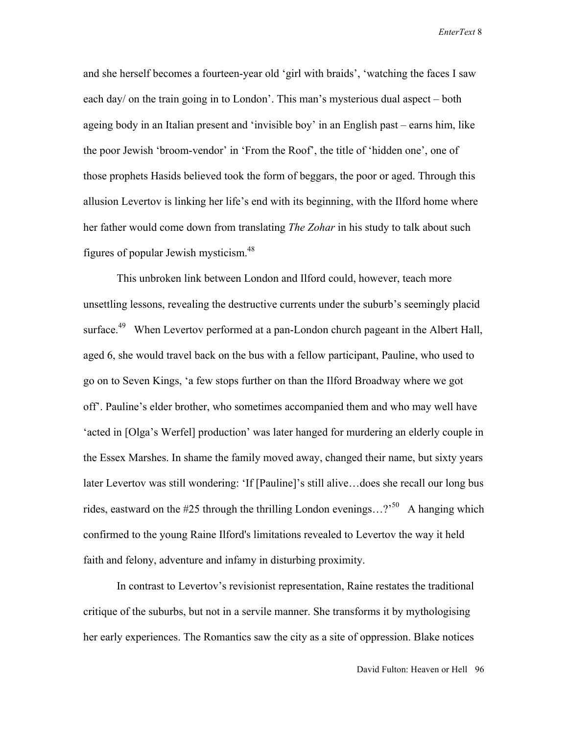and she herself becomes a fourteen-year old 'girl with braids', 'watching the faces I saw each day/ on the train going in to London'. This man's mysterious dual aspect – both ageing body in an Italian present and 'invisible boy' in an English past – earns him, like the poor Jewish 'broom-vendor' in 'From the Roof', the title of 'hidden one', one of those prophets Hasids believed took the form of beggars, the poor or aged. Through this allusion Levertov is linking her life's end with its beginning, with the Ilford home where her father would come down from translating *The Zohar* in his study to talk about such figures of popular Jewish mysticism.[48]

This unbroken link between London and Ilford could, however, teach more unsettling lessons, revealing the destructive currents under the suburb's seemingly placid surface.[49] When Levertov performed at a pan-London church pageant in the Albert Hall, aged 6, she would travel back on the bus with a fellow participant, Pauline, who used to go on to Seven Kings, 'a few stops further on than the Ilford Broadway where we got off'. Pauline's elder brother, who sometimes accompanied them and who may well have 'acted in [Olga's Werfel] production' was later hanged for murdering an elderly couple in the Essex Marshes. In shame the family moved away, changed their name, but sixty years later Levertov was still wondering: 'If [Pauline]'s still alive…does she recall our long bus rides, eastward on the #25 through the thrilling London evenings…?'[50] A hanging which confirmed to the young Raine Ilford's limitations revealed to Levertov the way it held faith and felony, adventure and infamy in disturbing proximity.

In contrast to Levertov's revisionist representation, Raine restates the traditional critique of the suburbs, but not in a servile manner. She transforms it by mythologising her early experiences. The Romantics saw the city as a site of oppression. Blake notices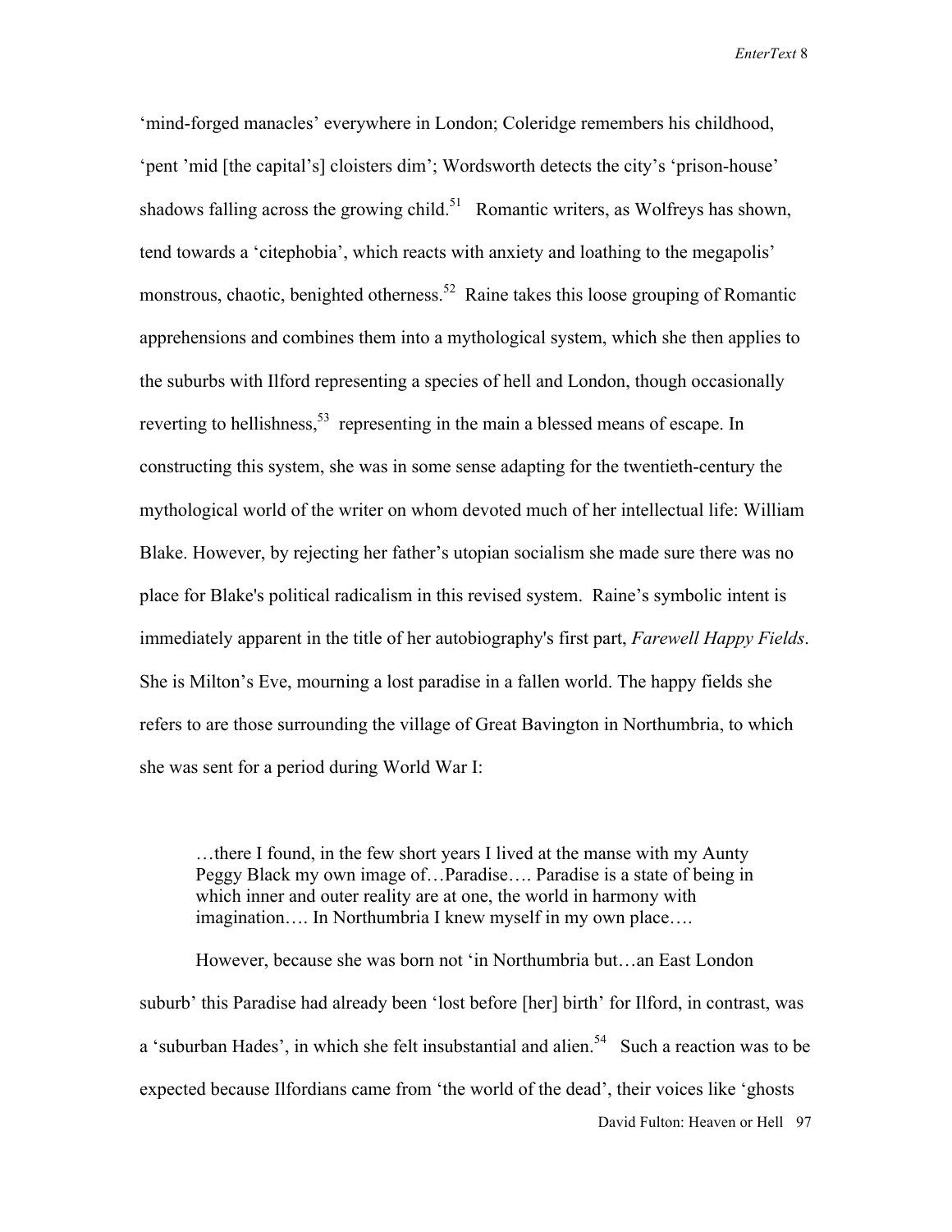‘mind-forged manacles’ everywhere in London; Coleridge remembers his childhood, ‘pent ’mid [the capital’s] cloisters dim’; Wordsworth detects the city’s ‘prison-house’ shadows falling across the growing child.[51] Romantic writers, as Wolfreys has shown, tend towards a ‘citephobia’, which reacts with anxiety and loathing to the megapolis’ monstrous, chaotic, benighted otherness.[52] Raine takes this loose grouping of Romantic apprehensions and combines them into a mythological system, which she then applies to the suburbs with Ilford representing a species of hell and London, though occasionally reverting to hellishness,[53] representing in the main a blessed means of escape. In constructing this system, she was in some sense adapting for the twentieth-century the mythological world of the writer on whom devoted much of her intellectual life: William Blake. However, by rejecting her father’s utopian socialism she made sure there was no place for Blake's political radicalism in this revised system. Raine’s symbolic intent is immediately apparent in the title of her autobiography's first part, *Farewell Happy Fields*. She is Milton’s Eve, mourning a lost paradise in a fallen world. The happy fields she refers to are those surrounding the village of Great Bavington in Northumbria, to which she was sent for a period during World War I:

> …there I found, in the few short years I lived at the manse with my Aunty Peggy Black my own image of…Paradise…. Paradise is a state of being in which inner and outer reality are at one, the world in harmony with imagination…. In Northumbria I knew myself in my own place….

However, because she was born not ‘in Northumbria but…an East London suburb’ this Paradise had already been ‘lost before [her] birth’ for Ilford, in contrast, was a ‘suburban Hades’, in which she felt insubstantial and alien.[54] Such a reaction was to be expected because Ilfordians came from ‘the world of the dead’, their voices like ‘ghosts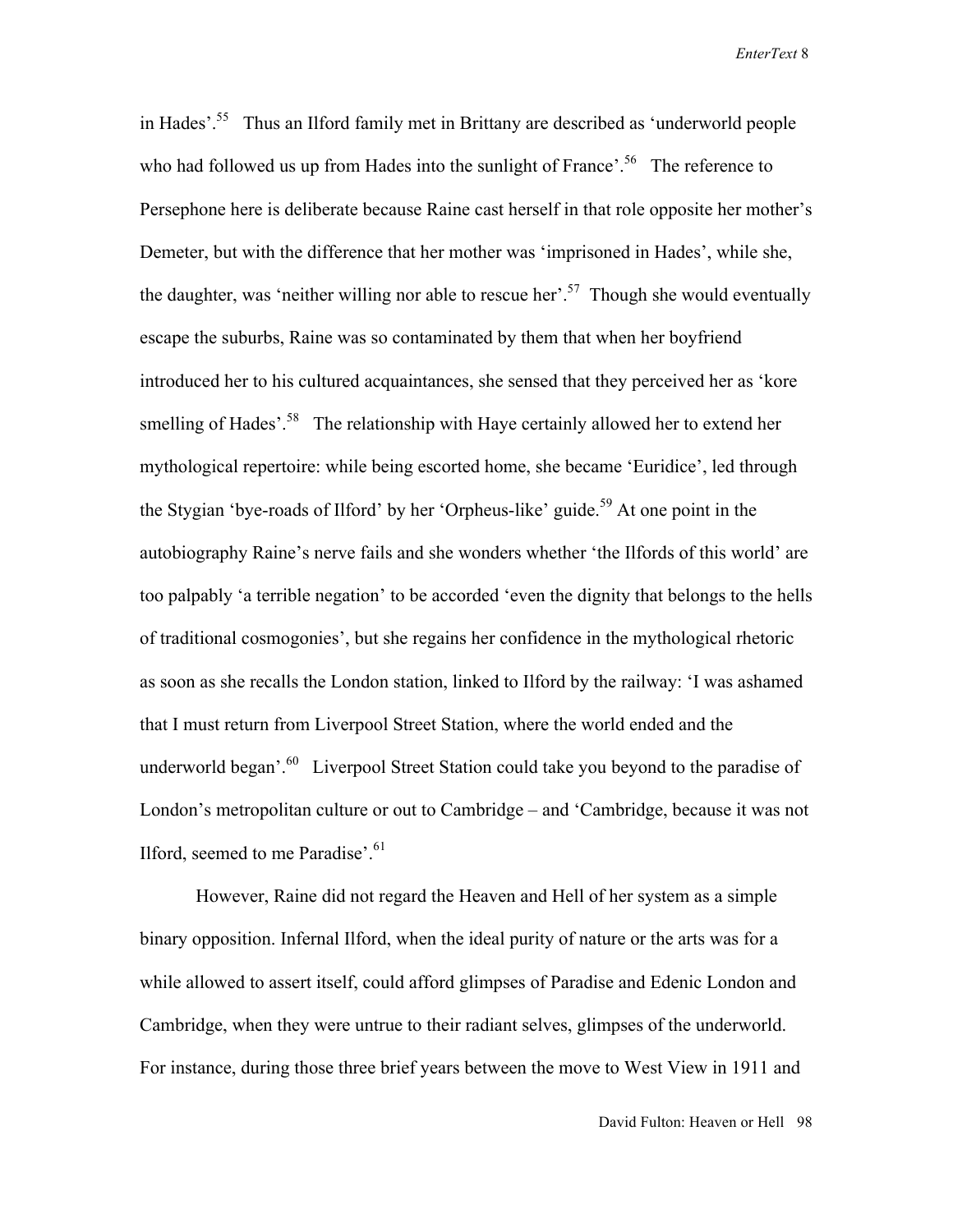in Hades'.[55] Thus an Ilford family met in Brittany are described as 'underworld people who had followed us up from Hades into the sunlight of France'.[56] The reference to Persephone here is deliberate because Raine cast herself in that role opposite her mother's Demeter, but with the difference that her mother was 'imprisoned in Hades', while she, the daughter, was 'neither willing nor able to rescue her'.[57] Though she would eventually escape the suburbs, Raine was so contaminated by them that when her boyfriend introduced her to his cultured acquaintances, she sensed that they perceived her as 'kore smelling of Hades'.[58] The relationship with Haye certainly allowed her to extend her mythological repertoire: while being escorted home, she became 'Euridice', led through the Stygian 'bye-roads of Ilford' by her 'Orpheus-like' guide.[59] At one point in the autobiography Raine's nerve fails and she wonders whether 'the Ilfords of this world' are too palpably 'a terrible negation' to be accorded 'even the dignity that belongs to the hells of traditional cosmogonies', but she regains her confidence in the mythological rhetoric as soon as she recalls the London station, linked to Ilford by the railway: 'I was ashamed that I must return from Liverpool Street Station, where the world ended and the underworld began'.[60] Liverpool Street Station could take you beyond to the paradise of London's metropolitan culture or out to Cambridge – and 'Cambridge, because it was not Ilford, seemed to me Paradise'.[61]

However, Raine did not regard the Heaven and Hell of her system as a simple binary opposition. Infernal Ilford, when the ideal purity of nature or the arts was for a while allowed to assert itself, could afford glimpses of Paradise and Edenic London and Cambridge, when they were untrue to their radiant selves, glimpses of the underworld. For instance, during those three brief years between the move to West View in 1911 and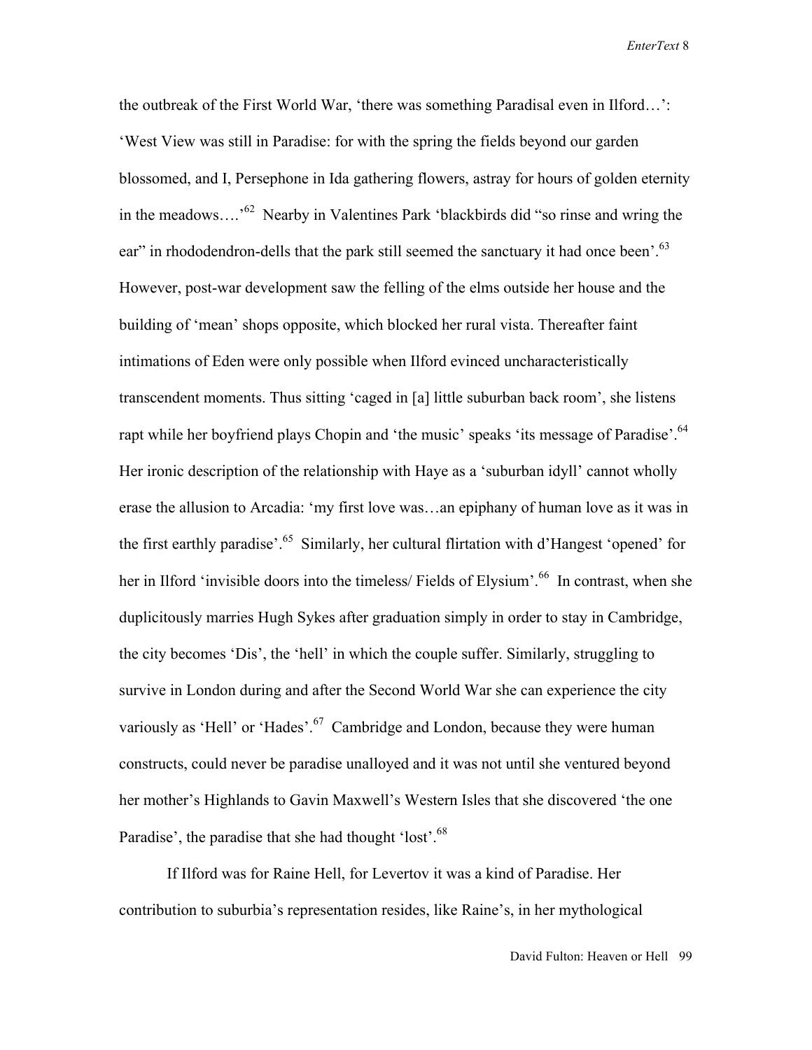the outbreak of the First World War, 'there was something Paradisal even in Ilford…': 'West View was still in Paradise: for with the spring the fields beyond our garden blossomed, and I, Persephone in Ida gathering flowers, astray for hours of golden eternity in the meadows….'[62] Nearby in Valentines Park 'blackbirds did "so rinse and wring the ear" in rhododendron-dells that the park still seemed the sanctuary it had once been'.[63] However, post-war development saw the felling of the elms outside her house and the building of 'mean' shops opposite, which blocked her rural vista. Thereafter faint intimations of Eden were only possible when Ilford evinced uncharacteristically transcendent moments. Thus sitting 'caged in [a] little suburban back room', she listens rapt while her boyfriend plays Chopin and 'the music' speaks 'its message of Paradise'.[64] Her ironic description of the relationship with Haye as a 'suburban idyll' cannot wholly erase the allusion to Arcadia: 'my first love was…an epiphany of human love as it was in the first earthly paradise'.[65] Similarly, her cultural flirtation with d'Hangest 'opened' for her in Ilford 'invisible doors into the timeless/ Fields of Elysium'.[66] In contrast, when she duplicitously marries Hugh Sykes after graduation simply in order to stay in Cambridge, the city becomes 'Dis', the 'hell' in which the couple suffer. Similarly, struggling to survive in London during and after the Second World War she can experience the city variously as 'Hell' or 'Hades'.[67] Cambridge and London, because they were human constructs, could never be paradise unalloyed and it was not until she ventured beyond her mother's Highlands to Gavin Maxwell's Western Isles that she discovered 'the one Paradise', the paradise that she had thought 'lost'.[68]

If Ilford was for Raine Hell, for Levertov it was a kind of Paradise. Her contribution to suburbia's representation resides, like Raine's, in her mythological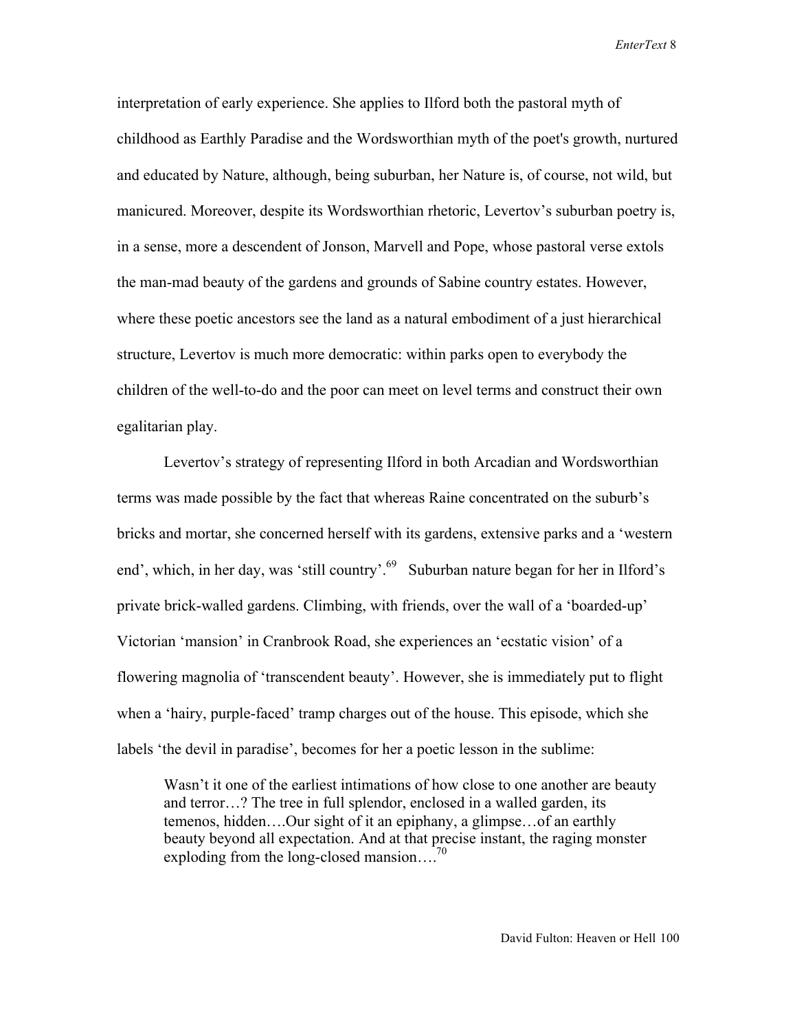interpretation of early experience. She applies to Ilford both the pastoral myth of childhood as Earthly Paradise and the Wordsworthian myth of the poet's growth, nurtured and educated by Nature, although, being suburban, her Nature is, of course, not wild, but manicured. Moreover, despite its Wordsworthian rhetoric, Levertov's suburban poetry is, in a sense, more a descendent of Jonson, Marvell and Pope, whose pastoral verse extols the man-mad beauty of the gardens and grounds of Sabine country estates. However, where these poetic ancestors see the land as a natural embodiment of a just hierarchical structure, Levertov is much more democratic: within parks open to everybody the children of the well-to-do and the poor can meet on level terms and construct their own egalitarian play.

Levertov's strategy of representing Ilford in both Arcadian and Wordsworthian terms was made possible by the fact that whereas Raine concentrated on the suburb's bricks and mortar, she concerned herself with its gardens, extensive parks and a 'western end', which, in her day, was 'still country'.[69] Suburban nature began for her in Ilford's private brick-walled gardens. Climbing, with friends, over the wall of a 'boarded-up' Victorian 'mansion' in Cranbrook Road, she experiences an 'ecstatic vision' of a flowering magnolia of 'transcendent beauty'. However, she is immediately put to flight when a 'hairy, purple-faced' tramp charges out of the house. This episode, which she labels 'the devil in paradise', becomes for her a poetic lesson in the sublime:

> Wasn't it one of the earliest intimations of how close to one another are beauty and terror…? The tree in full splendor, enclosed in a walled garden, its temenos, hidden….Our sight of it an epiphany, a glimpse…of an earthly beauty beyond all expectation. And at that precise instant, the raging monster exploding from the long-closed mansion….[70]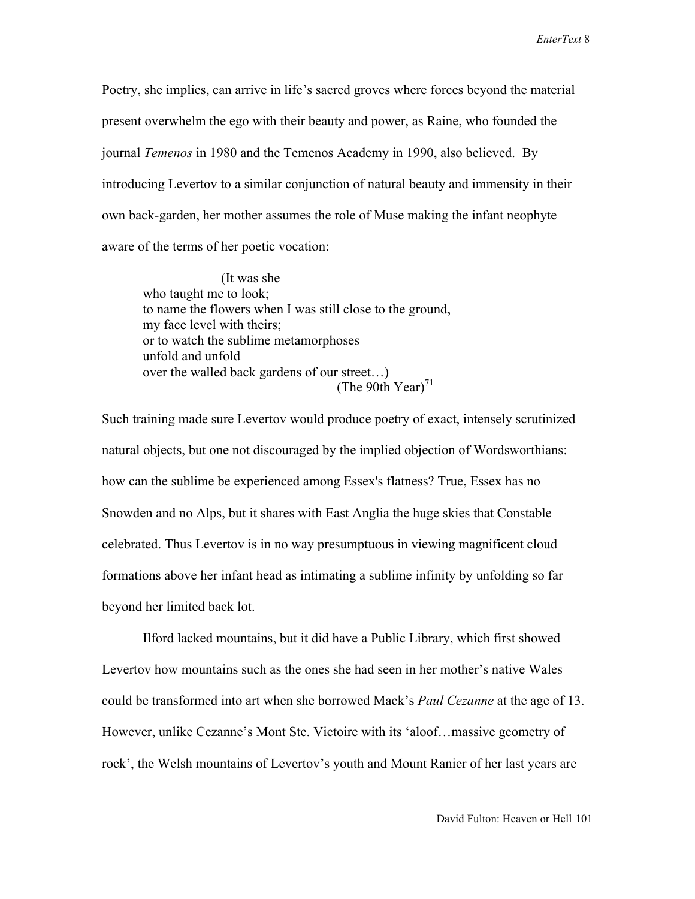Poetry, she implies, can arrive in life's sacred groves where forces beyond the material present overwhelm the ego with their beauty and power, as Raine, who founded the journal *Temenos* in 1980 and the Temenos Academy in 1990, also believed. By introducing Levertov to a similar conjunction of natural beauty and immensity in their own back-garden, her mother assumes the role of Muse making the infant neophyte aware of the terms of her poetic vocation:

> (It was she
> who taught me to look;
> to name the flowers when I was still close to the ground,
> my face level with theirs;
> or to watch the sublime metamorphoses
> unfold and unfold
> over the walled back gardens of our street…)
>
> (The 90th Year)[71]

Such training made sure Levertov would produce poetry of exact, intensely scrutinized natural objects, but one not discouraged by the implied objection of Wordsworthians: how can the sublime be experienced among Essex's flatness? True, Essex has no Snowden and no Alps, but it shares with East Anglia the huge skies that Constable celebrated. Thus Levertov is in no way presumptuous in viewing magnificent cloud formations above her infant head as intimating a sublime infinity by unfolding so far beyond her limited back lot.

Ilford lacked mountains, but it did have a Public Library, which first showed Levertov how mountains such as the ones she had seen in her mother's native Wales could be transformed into art when she borrowed Mack's *Paul Cezanne* at the age of 13. However, unlike Cezanne's Mont Ste. Victoire with its 'aloof…massive geometry of rock', the Welsh mountains of Levertov's youth and Mount Ranier of her last years are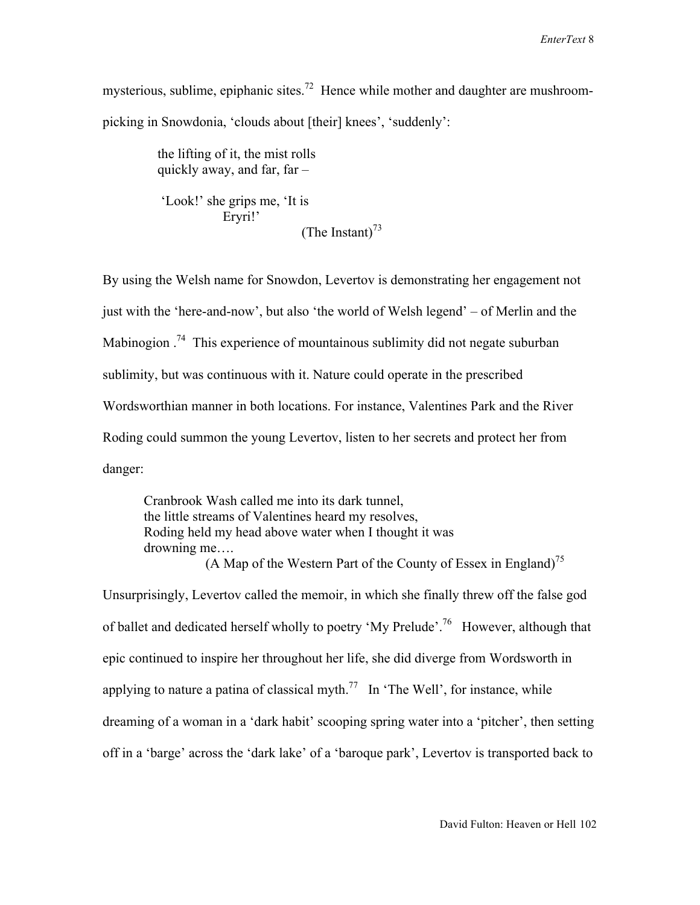mysterious, sublime, epiphanic sites.[72] Hence while mother and daughter are mushroom-picking in Snowdonia, 'clouds about [their] knees', 'suddenly':

> the lifting of it, the mist rolls
> quickly away, and far, far –
>
> 'Look!' she grips me, 'It is
> Eryri!'
>
> (The Instant)[73]

By using the Welsh name for Snowdon, Levertov is demonstrating her engagement not just with the 'here-and-now', but also 'the world of Welsh legend' – of Merlin and the Mabinogion .[74] This experience of mountainous sublimity did not negate suburban sublimity, but was continuous with it. Nature could operate in the prescribed Wordsworthian manner in both locations. For instance, Valentines Park and the River Roding could summon the young Levertov, listen to her secrets and protect her from danger:

> Cranbrook Wash called me into its dark tunnel,
> the little streams of Valentines heard my resolves,
> Roding held my head above water when I thought it was
> drowning me….
>
> (A Map of the Western Part of the County of Essex in England)[75]

Unsurprisingly, Levertov called the memoir, in which she finally threw off the false god of ballet and dedicated herself wholly to poetry 'My Prelude'.[76] However, although that epic continued to inspire her throughout her life, she did diverge from Wordsworth in applying to nature a patina of classical myth.[77] In 'The Well', for instance, while dreaming of a woman in a 'dark habit' scooping spring water into a 'pitcher', then setting off in a 'barge' across the 'dark lake' of a 'baroque park', Levertov is transported back to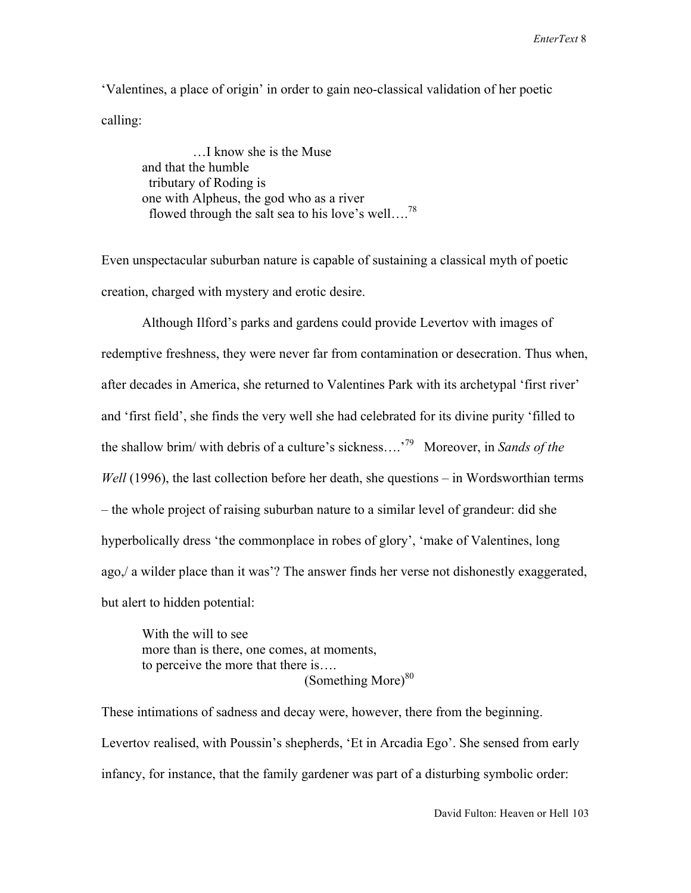'Valentines, a place of origin' in order to gain neo-classical validation of her poetic calling:

> …I know she is the Muse  
> and that the humble  
> tributary of Roding is  
> one with Alpheus, the god who as a river  
> flowed through the salt sea to his love's well….[78]

Even unspectacular suburban nature is capable of sustaining a classical myth of poetic creation, charged with mystery and erotic desire.

Although Ilford's parks and gardens could provide Levertov with images of redemptive freshness, they were never far from contamination or desecration. Thus when, after decades in America, she returned to Valentines Park with its archetypal 'first river' and 'first field', she finds the very well she had celebrated for its divine purity 'filled to the shallow brim/ with debris of a culture's sickness….'[79] Moreover, in *Sands of the Well* (1996), the last collection before her death, she questions – in Wordsworthian terms – the whole project of raising suburban nature to a similar level of grandeur: did she hyperbolically dress 'the commonplace in robes of glory', 'make of Valentines, long ago,/ a wilder place than it was'? The answer finds her verse not dishonestly exaggerated, but alert to hidden potential:

> With the will to see  
> more than is there, one comes, at moments,  
> to perceive the more that there is….  
> (Something More)[80]

These intimations of sadness and decay were, however, there from the beginning. Levertov realised, with Poussin's shepherds, 'Et in Arcadia Ego'. She sensed from early infancy, for instance, that the family gardener was part of a disturbing symbolic order: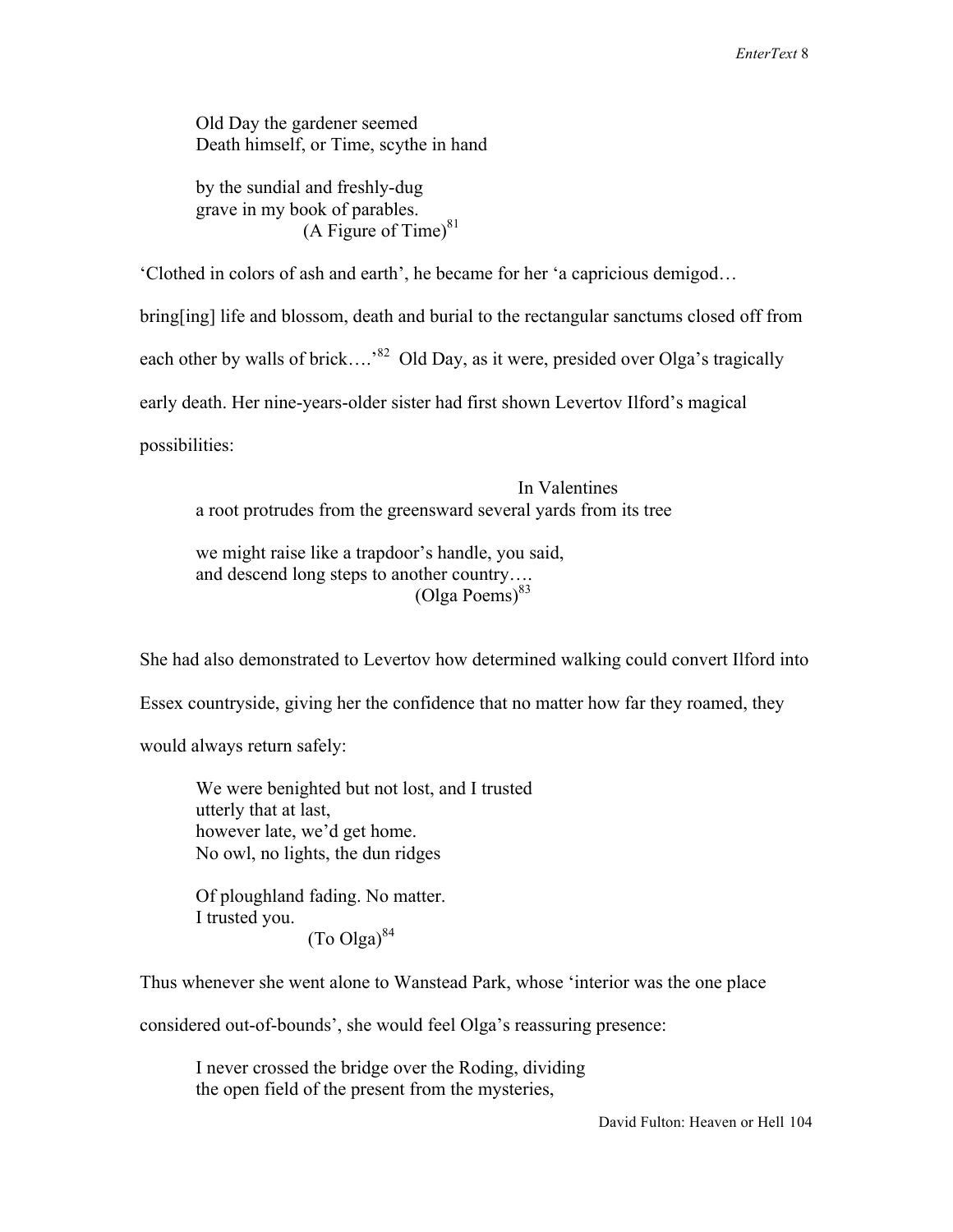> Old Day the gardener seemed
> Death himself, or Time, scythe in hand
>
> by the sundial and freshly-dug
> grave in my book of parables.
> (A Figure of Time)[81]

'Clothed in colors of ash and earth', he became for her 'a capricious demigod… bring[ing] life and blossom, death and burial to the rectangular sanctums closed off from each other by walls of brick….'[82] Old Day, as it were, presided over Olga's tragically early death. Her nine-years-older sister had first shown Levertov Ilford's magical possibilities:

> In Valentines
> a root protrudes from the greensward several yards from its tree
>
> we might raise like a trapdoor's handle, you said,
> and descend long steps to another country….
> (Olga Poems)[83]

She had also demonstrated to Levertov how determined walking could convert Ilford into Essex countryside, giving her the confidence that no matter how far they roamed, they would always return safely:

> We were benighted but not lost, and I trusted
> utterly that at last,
> however late, we'd get home.
> No owl, no lights, the dun ridges
>
> Of ploughland fading. No matter.
> I trusted you.
> (To Olga)[84]

Thus whenever she went alone to Wanstead Park, whose 'interior was the one place considered out-of-bounds', she would feel Olga's reassuring presence:

> I never crossed the bridge over the Roding, dividing
> the open field of the present from the mysteries,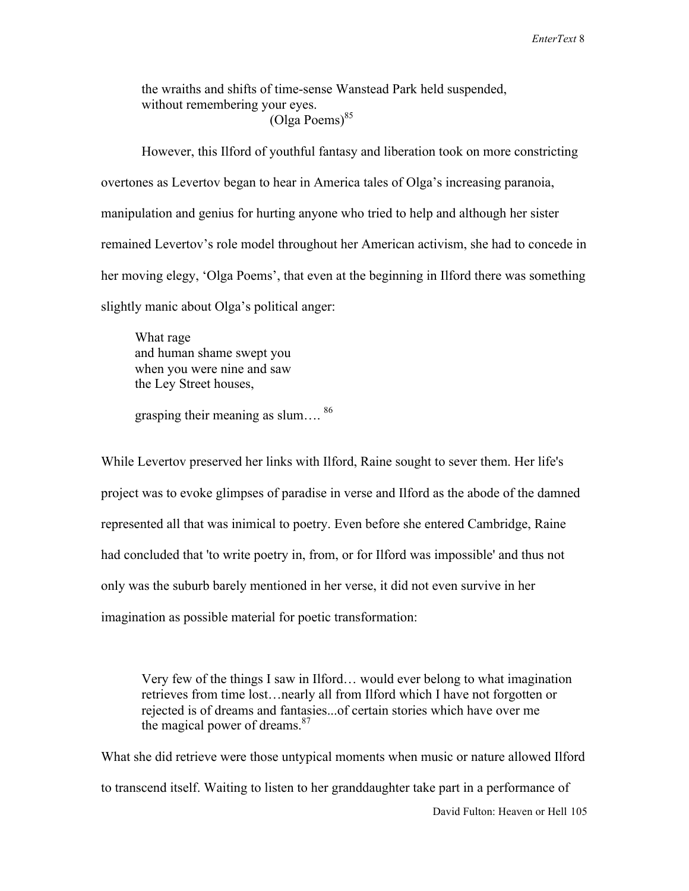the wraiths and shifts of time-sense Wanstead Park held suspended,
without remembering your eyes.
(Olga Poems)[85]

However, this Ilford of youthful fantasy and liberation took on more constricting overtones as Levertov began to hear in America tales of Olga's increasing paranoia, manipulation and genius for hurting anyone who tried to help and although her sister remained Levertov's role model throughout her American activism, she had to concede in her moving elegy, 'Olga Poems', that even at the beginning in Ilford there was something slightly manic about Olga's political anger:

What rage
and human shame swept you
when you were nine and saw
the Ley Street houses,

grasping their meaning as slum…. [86]

While Levertov preserved her links with Ilford, Raine sought to sever them. Her life's project was to evoke glimpses of paradise in verse and Ilford as the abode of the damned represented all that was inimical to poetry. Even before she entered Cambridge, Raine had concluded that 'to write poetry in, from, or for Ilford was impossible' and thus not only was the suburb barely mentioned in her verse, it did not even survive in her imagination as possible material for poetic transformation:

> Very few of the things I saw in Ilford… would ever belong to what imagination retrieves from time lost…nearly all from Ilford which I have not forgotten or rejected is of dreams and fantasies...of certain stories which have over me the magical power of dreams.[87]

What she did retrieve were those untypical moments when music or nature allowed Ilford to transcend itself. Waiting to listen to her granddaughter take part in a performance of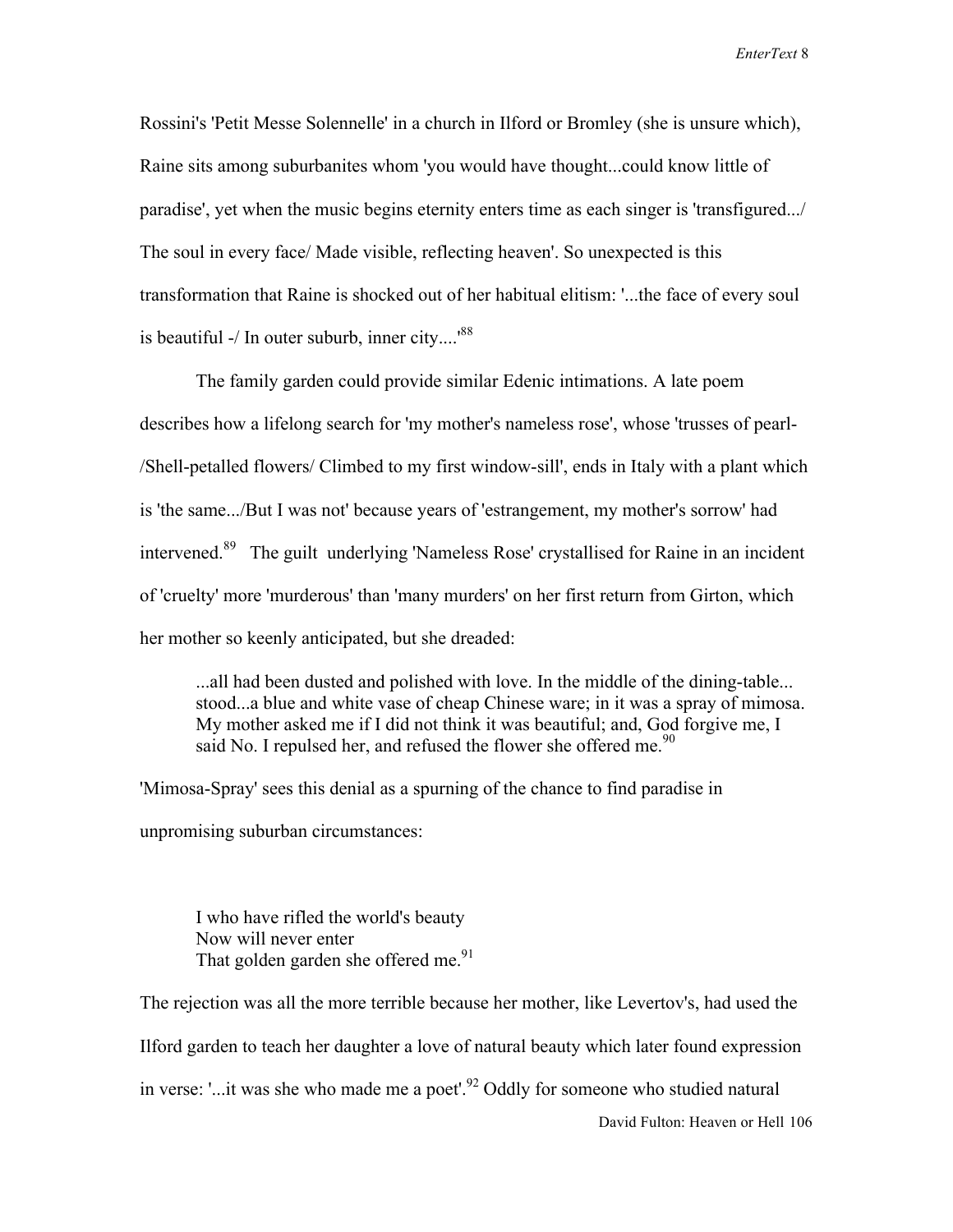Rossini's 'Petit Messe Solennelle' in a church in Ilford or Bromley (she is unsure which), Raine sits among suburbanites whom 'you would have thought...could know little of paradise', yet when the music begins eternity enters time as each singer is 'transfigured.../ The soul in every face/ Made visible, reflecting heaven'. So unexpected is this transformation that Raine is shocked out of her habitual elitism: '...the face of every soul is beautiful -/ In outer suburb, inner city....'[88]

The family garden could provide similar Edenic intimations. A late poem describes how a lifelong search for 'my mother's nameless rose', whose 'trusses of pearl-/Shell-petalled flowers/ Climbed to my first window-sill', ends in Italy with a plant which is 'the same.../But I was not' because years of 'estrangement, my mother's sorrow' had intervened.[89] The guilt underlying 'Nameless Rose' crystallised for Raine in an incident of 'cruelty' more 'murderous' than 'many murders' on her first return from Girton, which her mother so keenly anticipated, but she dreaded:

> ...all had been dusted and polished with love. In the middle of the dining-table... stood...a blue and white vase of cheap Chinese ware; in it was a spray of mimosa. My mother asked me if I did not think it was beautiful; and, God forgive me, I said No. I repulsed her, and refused the flower she offered me.[90]

'Mimosa-Spray' sees this denial as a spurning of the chance to find paradise in unpromising suburban circumstances:

> I who have rifled the world's beauty
> Now will never enter
> That golden garden she offered me.[91]

The rejection was all the more terrible because her mother, like Levertov's, had used the Ilford garden to teach her daughter a love of natural beauty which later found expression in verse: '...it was she who made me a poet'.[92] Oddly for someone who studied natural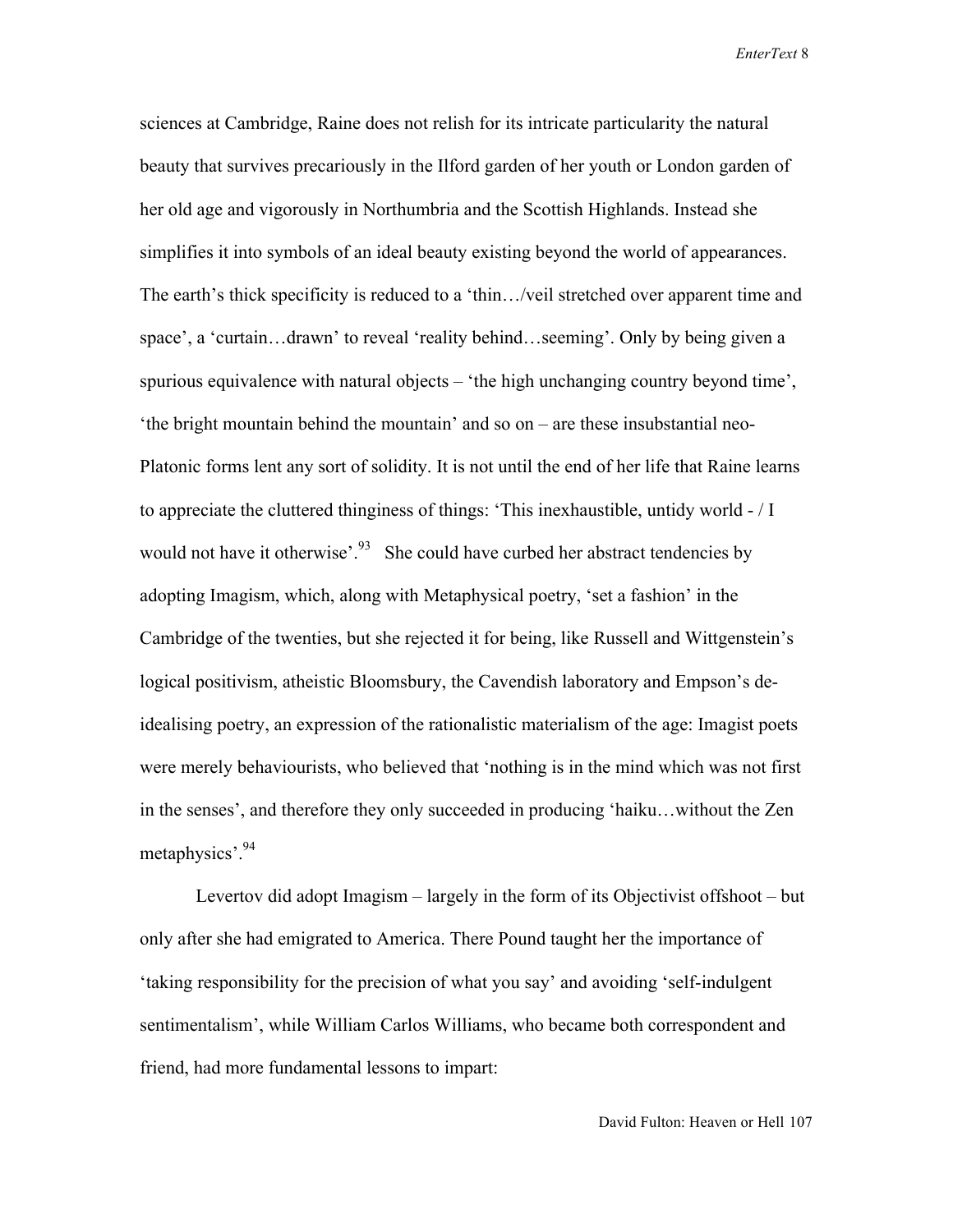sciences at Cambridge, Raine does not relish for its intricate particularity the natural beauty that survives precariously in the Ilford garden of her youth or London garden of her old age and vigorously in Northumbria and the Scottish Highlands. Instead she simplifies it into symbols of an ideal beauty existing beyond the world of appearances. The earth's thick specificity is reduced to a 'thin…/veil stretched over apparent time and space', a 'curtain…drawn' to reveal 'reality behind…seeming'. Only by being given a spurious equivalence with natural objects – 'the high unchanging country beyond time', 'the bright mountain behind the mountain' and so on – are these insubstantial neo-Platonic forms lent any sort of solidity. It is not until the end of her life that Raine learns to appreciate the cluttered thinginess of things: 'This inexhaustible, untidy world - / I would not have it otherwise'.[93] She could have curbed her abstract tendencies by adopting Imagism, which, along with Metaphysical poetry, 'set a fashion' in the Cambridge of the twenties, but she rejected it for being, like Russell and Wittgenstein's logical positivism, atheistic Bloomsbury, the Cavendish laboratory and Empson's de-idealising poetry, an expression of the rationalistic materialism of the age: Imagist poets were merely behaviourists, who believed that 'nothing is in the mind which was not first in the senses', and therefore they only succeeded in producing 'haiku…without the Zen metaphysics'.[94]

Levertov did adopt Imagism – largely in the form of its Objectivist offshoot – but only after she had emigrated to America. There Pound taught her the importance of 'taking responsibility for the precision of what you say' and avoiding 'self-indulgent sentimentalism', while William Carlos Williams, who became both correspondent and friend, had more fundamental lessons to impart: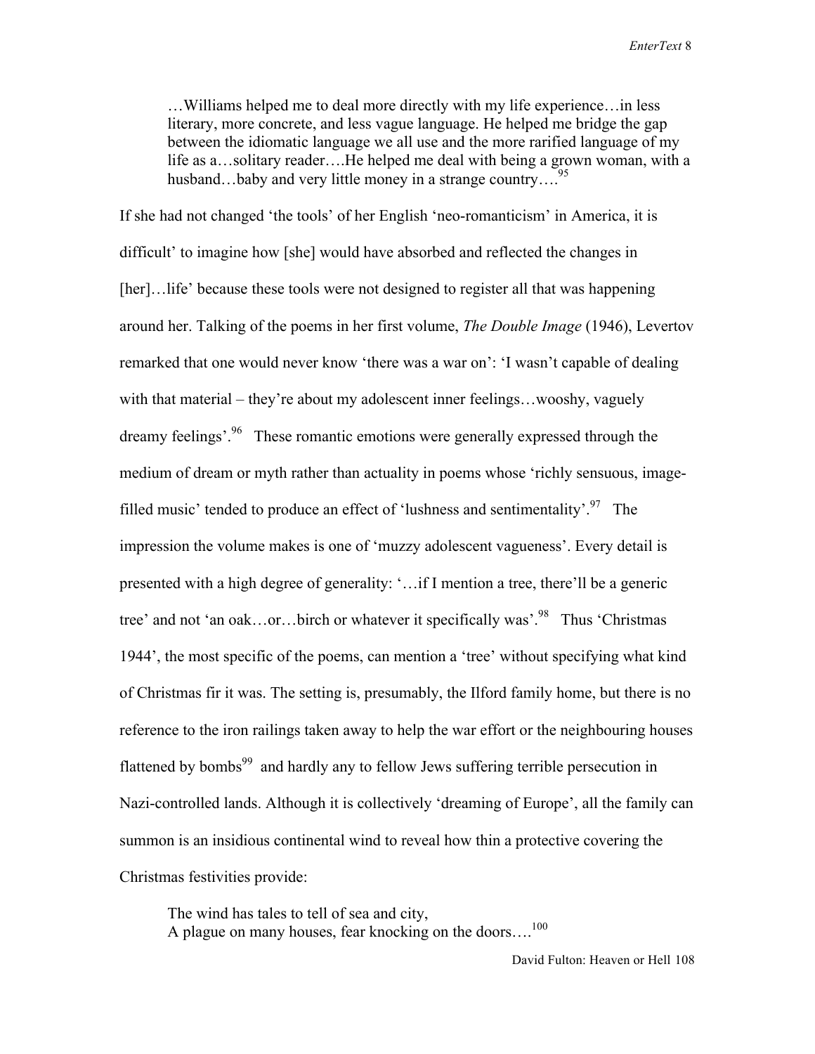> …Williams helped me to deal more directly with my life experience…in less literary, more concrete, and less vague language. He helped me bridge the gap between the idiomatic language we all use and the more rarified language of my life as a…solitary reader….He helped me deal with being a grown woman, with a husband…baby and very little money in a strange country….[95]

If she had not changed 'the tools' of her English 'neo-romanticism' in America, it is difficult' to imagine how [she] would have absorbed and reflected the changes in [her]…life' because these tools were not designed to register all that was happening around her. Talking of the poems in her first volume, *The Double Image* (1946), Levertov remarked that one would never know 'there was a war on': 'I wasn't capable of dealing with that material – they're about my adolescent inner feelings…wooshy, vaguely dreamy feelings'.[96] These romantic emotions were generally expressed through the medium of dream or myth rather than actuality in poems whose 'richly sensuous, image-filled music' tended to produce an effect of 'lushness and sentimentality'.[97] The impression the volume makes is one of 'muzzy adolescent vagueness'. Every detail is presented with a high degree of generality: '…if I mention a tree, there'll be a generic tree' and not 'an oak…or…birch or whatever it specifically was'.[98] Thus 'Christmas 1944', the most specific of the poems, can mention a 'tree' without specifying what kind of Christmas fir it was. The setting is, presumably, the Ilford family home, but there is no reference to the iron railings taken away to help the war effort or the neighbouring houses flattened by bombs[99] and hardly any to fellow Jews suffering terrible persecution in Nazi-controlled lands. Although it is collectively 'dreaming of Europe', all the family can summon is an insidious continental wind to reveal how thin a protective covering the Christmas festivities provide:

> The wind has tales to tell of sea and city,
> A plague on many houses, fear knocking on the doors….[100]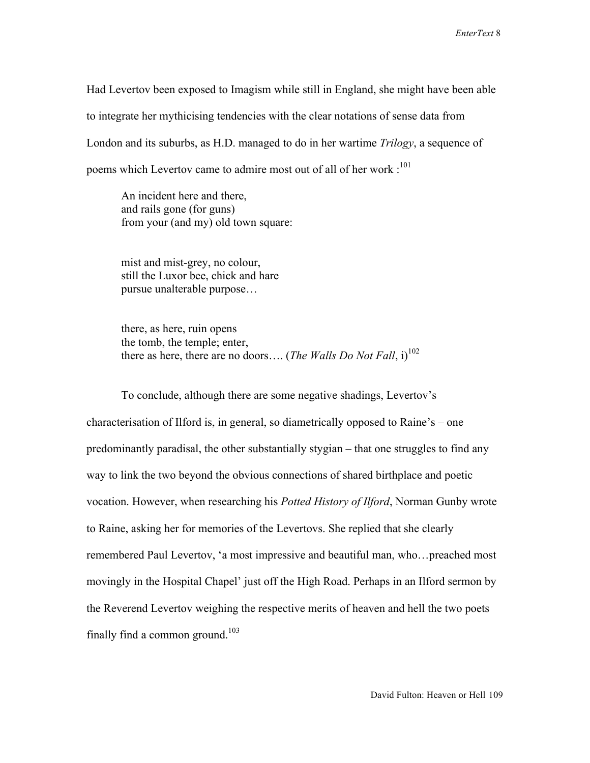Had Levertov been exposed to Imagism while still in England, she might have been able to integrate her mythicising tendencies with the clear notations of sense data from London and its suburbs, as H.D. managed to do in her wartime *Trilogy*, a sequence of poems which Levertov came to admire most out of all of her work :[101]

> An incident here and there,
> and rails gone (for guns)
> from your (and my) old town square:
>
> mist and mist-grey, no colour,
> still the Luxor bee, chick and hare
> pursue unalterable purpose…
>
> there, as here, ruin opens
> the tomb, the temple; enter,
> there as here, there are no doors…. (*The Walls Do Not Fall*, i)[102]

To conclude, although there are some negative shadings, Levertov's characterisation of Ilford is, in general, so diametrically opposed to Raine's – one predominantly paradisal, the other substantially stygian – that one struggles to find any way to link the two beyond the obvious connections of shared birthplace and poetic vocation. However, when researching his *Potted History of Ilford*, Norman Gunby wrote to Raine, asking her for memories of the Levertovs. She replied that she clearly remembered Paul Levertov, 'a most impressive and beautiful man, who…preached most movingly in the Hospital Chapel' just off the High Road. Perhaps in an Ilford sermon by the Reverend Levertov weighing the respective merits of heaven and hell the two poets finally find a common ground.[103]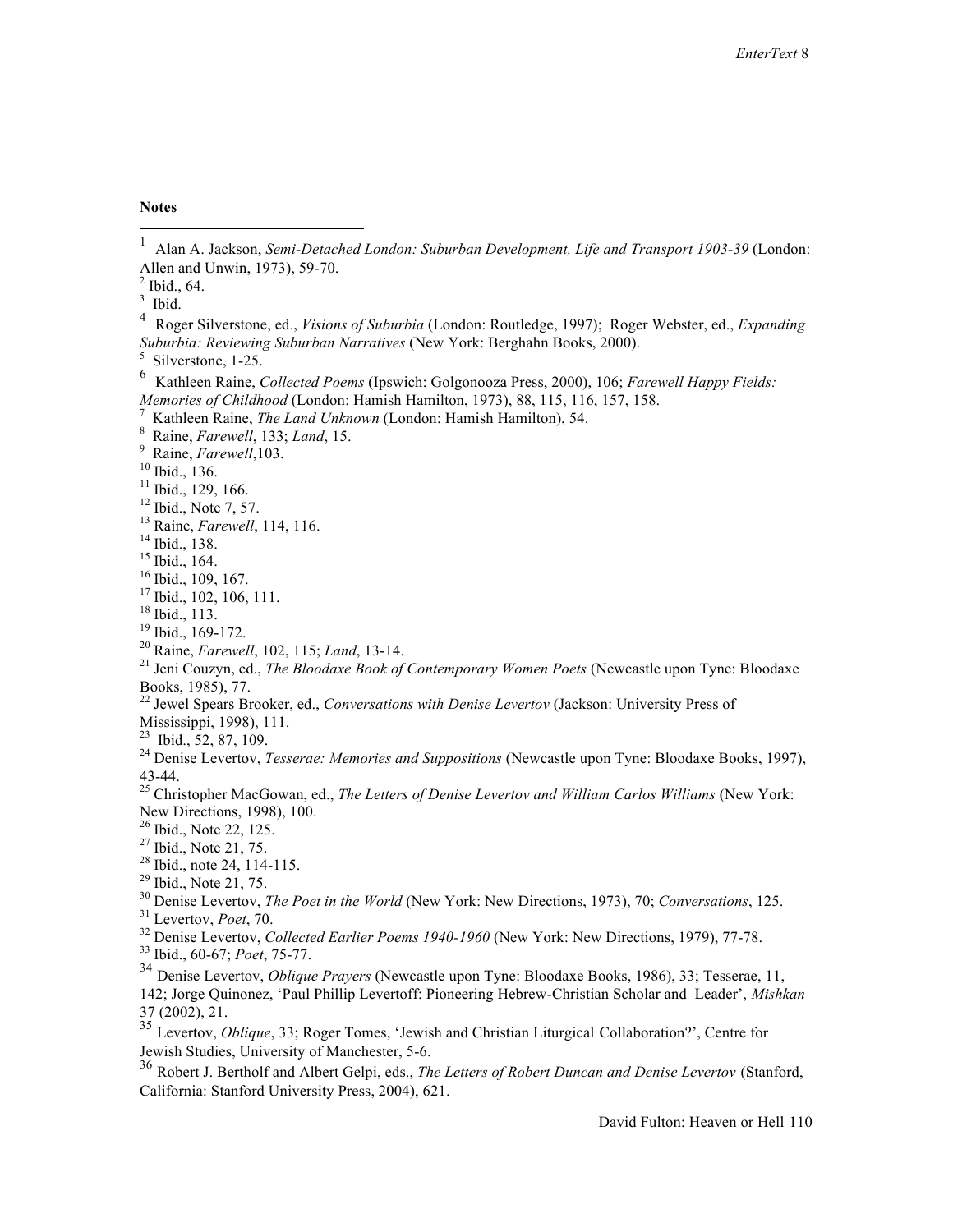**Notes**

[1] Alan A. Jackson, *Semi-Detached London: Suburban Development, Life and Transport 1903-39* (London: Allen and Unwin, 1973), 59-70.

[2] Ibid., 64.

[3] Ibid.

[4] Roger Silverstone, ed., *Visions of Suburbia* (London: Routledge, 1997); Roger Webster, ed., *Expanding Suburbia: Reviewing Suburban Narratives* (New York: Berghahn Books, 2000).

[5] Silverstone, 1-25.

[6] Kathleen Raine, *Collected Poems* (Ipswich: Golgonooza Press, 2000), 106; *Farewell Happy Fields: Memories of Childhood* (London: Hamish Hamilton, 1973), 88, 115, 116, 157, 158.

[7] Kathleen Raine, *The Land Unknown* (London: Hamish Hamilton), 54.

[8] Raine, *Farewell*, 133; *Land*, 15.

[9] Raine, *Farewell*,103.

[10] Ibid., 136.

[11] Ibid., 129, 166.

[12] Ibid., Note 7, 57.

[13] Raine, *Farewell*, 114, 116.

[14] Ibid., 138.

[15] Ibid., 164.

[16] Ibid., 109, 167.

[17] Ibid., 102, 106, 111.

[18] Ibid., 113.

[19] Ibid., 169-172.

[20] Raine, *Farewell*, 102, 115; *Land*, 13-14.

[21] Jeni Couzyn, ed., *The Bloodaxe Book of Contemporary Women Poets* (Newcastle upon Tyne: Bloodaxe Books, 1985), 77.

[22] Jewel Spears Brooker, ed., *Conversations with Denise Levertov* (Jackson: University Press of Mississippi, 1998), 111.

[23] Ibid., 52, 87, 109.

[24] Denise Levertov, *Tesserae: Memories and Suppositions* (Newcastle upon Tyne: Bloodaxe Books, 1997), 43-44.

[25] Christopher MacGowan, ed., *The Letters of Denise Levertov and William Carlos Williams* (New York: New Directions, 1998), 100.

[26] Ibid., Note 22, 125.

[27] Ibid., Note 21, 75.

[28] Ibid., note 24, 114-115.

[29] Ibid., Note 21, 75.

[30] Denise Levertov, *The Poet in the World* (New York: New Directions, 1973), 70; *Conversations*, 125.

[31] Levertov, *Poet*, 70.

[32] Denise Levertov, *Collected Earlier Poems 1940-1960* (New York: New Directions, 1979), 77-78.

[33] Ibid., 60-67; *Poet*, 75-77.

[34] Denise Levertov, *Oblique Prayers* (Newcastle upon Tyne: Bloodaxe Books, 1986), 33; Tesserae, 11, 142; Jorge Quinonez, 'Paul Phillip Levertoff: Pioneering Hebrew-Christian Scholar and Leader', *Mishkan* 37 (2002), 21.

[35] Levertov, *Oblique*, 33; Roger Tomes, 'Jewish and Christian Liturgical Collaboration?', Centre for Jewish Studies, University of Manchester, 5-6.

[36] Robert J. Bertholf and Albert Gelpi, eds., *The Letters of Robert Duncan and Denise Levertov* (Stanford, California: Stanford University Press, 2004), 621.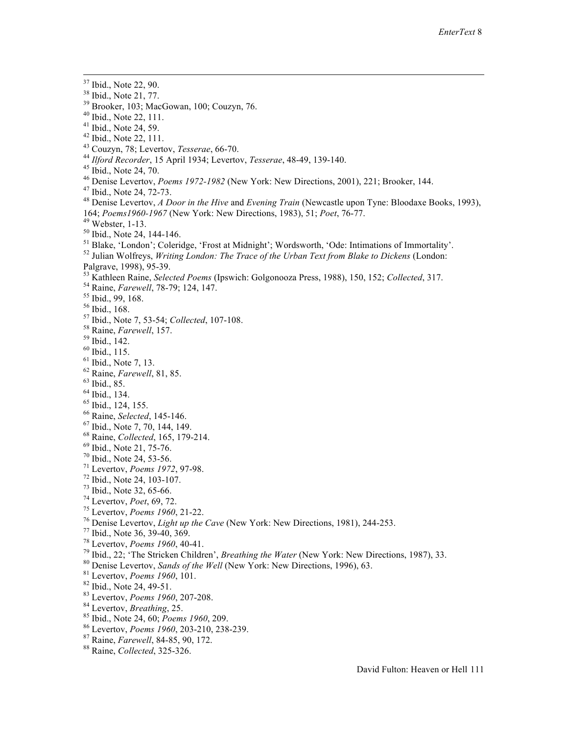[37] Ibid., Note 22, 90.
[38] Ibid., Note 21, 77.
[39] Brooker, 103; MacGowan, 100; Couzyn, 76.
[40] Ibid., Note 22, 111.
[41] Ibid., Note 24, 59.
[42] Ibid., Note 22, 111.
[43] Couzyn, 78; Levertov, *Tesserae*, 66-70.
[44] *Ilford Recorder*, 15 April 1934; Levertov, *Tesserae*, 48-49, 139-140.
[45] Ibid., Note 24, 70.
[46] Denise Levertov, *Poems 1972-1982* (New York: New Directions, 2001), 221; Brooker, 144.
[47] Ibid., Note 24, 72-73.
[48] Denise Levertov, *A Door in the Hive* and *Evening Train* (Newcastle upon Tyne: Bloodaxe Books, 1993), 164; *Poems1960-1967* (New York: New Directions, 1983), 51; *Poet*, 76-77.
[49] Webster, 1-13.
[50] Ibid., Note 24, 144-146.
[51] Blake, 'London'; Coleridge, 'Frost at Midnight'; Wordsworth, 'Ode: Intimations of Immortality'.
[52] Julian Wolfreys, *Writing London: The Trace of the Urban Text from Blake to Dickens* (London: Palgrave, 1998), 95-39.
[53] Kathleen Raine, *Selected Poems* (Ipswich: Golgonooza Press, 1988), 150, 152; *Collected*, 317.
[54] Raine, *Farewell*, 78-79; 124, 147.
[55] Ibid., 99, 168.
[56] Ibid., 168.
[57] Ibid., Note 7, 53-54; *Collected*, 107-108.
[58] Raine, *Farewell*, 157.
[59] Ibid., 142.
[60] Ibid., 115.
[61] Ibid., Note 7, 13.
[62] Raine, *Farewell*, 81, 85.
[63] Ibid., 85.
[64] Ibid., 134.
[65] Ibid., 124, 155.
[66] Raine, *Selected*, 145-146.
[67] Ibid., Note 7, 70, 144, 149.
[68] Raine, *Collected*, 165, 179-214.
[69] Ibid., Note 21, 75-76.
[70] Ibid., Note 24, 53-56.
[71] Levertov, *Poems 1972*, 97-98.
[72] Ibid., Note 24, 103-107.
[73] Ibid., Note 32, 65-66.
[74] Levertov, *Poet*, 69, 72.
[75] Levertov, *Poems 1960*, 21-22.
[76] Denise Levertov, *Light up the Cave* (New York: New Directions, 1981), 244-253.
[77] Ibid., Note 36, 39-40, 369.
[78] Levertov, *Poems 1960*, 40-41.
[79] Ibid., 22; 'The Stricken Children', *Breathing the Water* (New York: New Directions, 1987), 33.
[80] Denise Levertov, *Sands of the Well* (New York: New Directions, 1996), 63.
[81] Levertov, *Poems 1960*, 101.
[82] Ibid., Note 24, 49-51.
[83] Levertov, *Poems 1960*, 207-208.
[84] Levertov, *Breathing*, 25.
[85] Ibid., Note 24, 60; *Poems 1960*, 209.
[86] Levertov, *Poems 1960*, 203-210, 238-239.
[87] Raine, *Farewell*, 84-85, 90, 172.
[88] Raine, *Collected*, 325-326.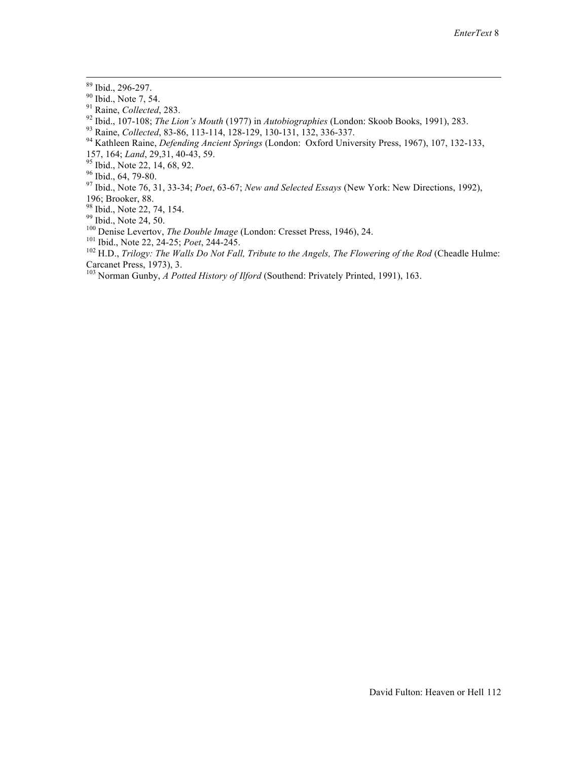[89] Ibid., 296-297.

[90] Ibid., Note 7, 54.

[91] Raine, *Collected*, 283.

[92] Ibid., 107-108; *The Lion's Mouth* (1977) in *Autobiographies* (London: Skoob Books, 1991), 283.

[93] Raine, *Collected*, 83-86, 113-114, 128-129, 130-131, 132, 336-337.

[94] Kathleen Raine, *Defending Ancient Springs* (London: Oxford University Press, 1967), 107, 132-133, 157, 164; *Land*, 29,31, 40-43, 59.

[95] Ibid., Note 22, 14, 68, 92.

[96] Ibid., 64, 79-80.

[97] Ibid., Note 76, 31, 33-34; *Poet*, 63-67; *New and Selected Essays* (New York: New Directions, 1992), 196; Brooker, 88.

[98] Ibid., Note 22, 74, 154.

[99] Ibid., Note 24, 50.

[100] Denise Levertov, *The Double Image* (London: Cresset Press, 1946), 24.

[101] Ibid., Note 22, 24-25; *Poet*, 244-245.

[102] H.D., *Trilogy: The Walls Do Not Fall, Tribute to the Angels, The Flowering of the Rod* (Cheadle Hulme: Carcanet Press, 1973), 3.

[103] Norman Gunby, *A Potted History of Ilford* (Southend: Privately Printed, 1991), 163.